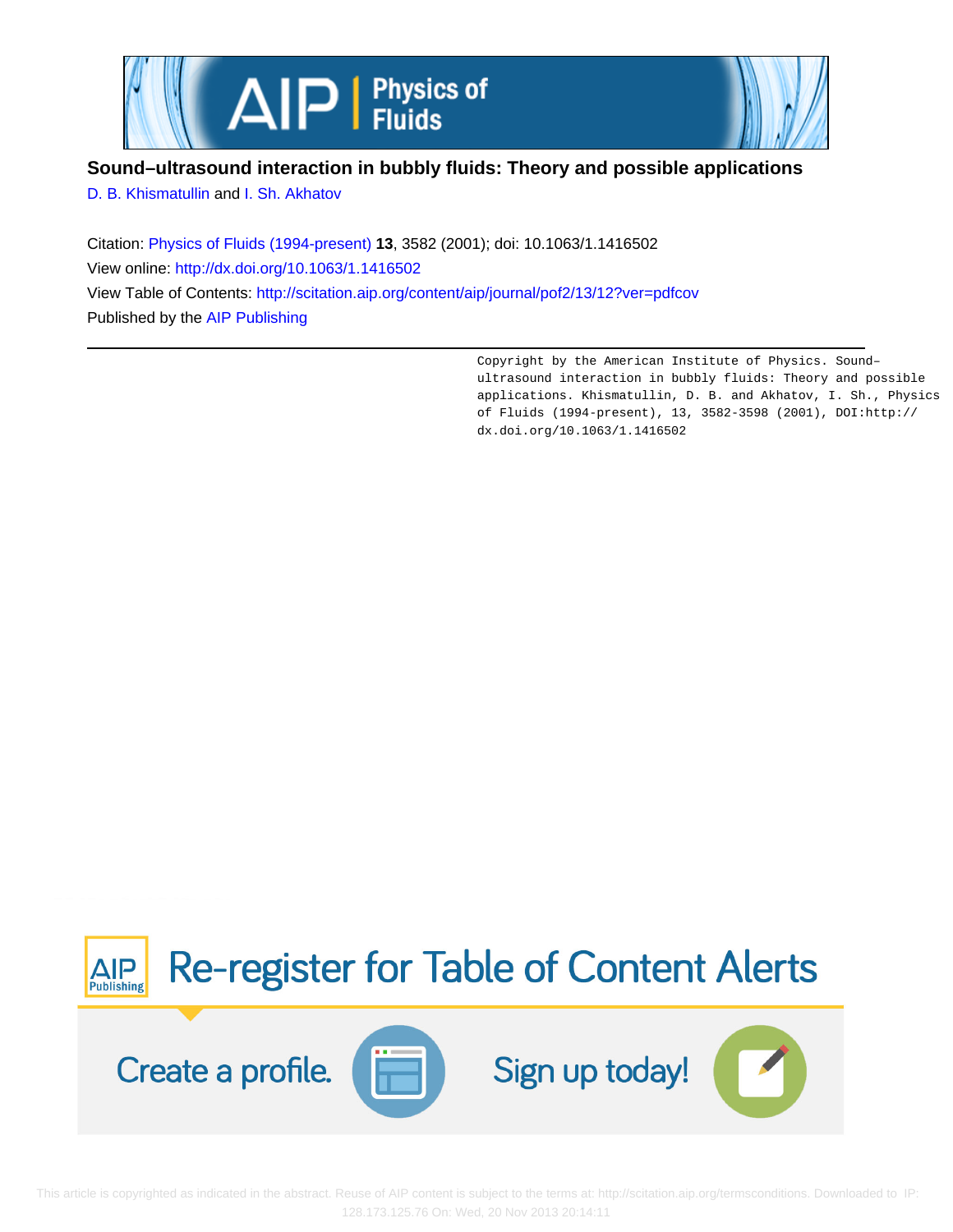# Sound–ultrasound interaction in bubbly fluids: Theory and possible applications

D. B. Khismatullin and I. Sh. Akhatov

Citation: Physics of Fluids (1994-present) **13**, 3582 (2001); doi: 10.1063/1.1416502

View online: http://dx.doi.org/10.1063/1.1416502

View Table of Contents: http://scitation.aip.org/content/aip/journal/pof2/13/12?ver=pdfcov

Published by the AIP Publishing

Copyright by the American Institute of Physics. Sound–ultrasound interaction in bubbly fluids: Theory and possible applications. Khismatullin, D. B. and Akhatov, I. Sh., Physics of Fluids (1994-present), 13, 3582-3598 (2001), DOI:http://dx.doi.org/10.1063/1.1416502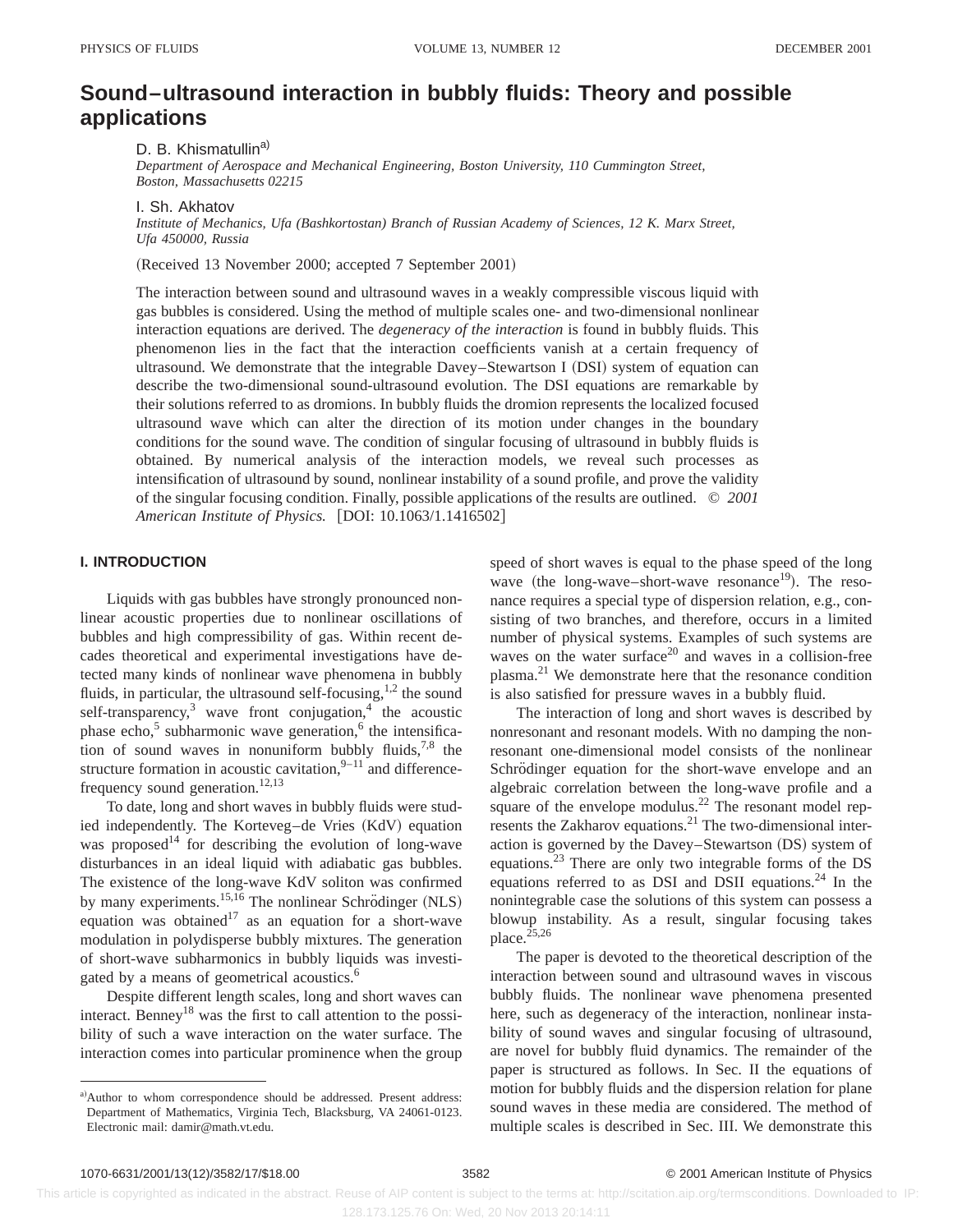# Sound–ultrasound interaction in bubbly fluids: Theory and possible applications

D. B. Khismatullin[a)]

*Department of Aerospace and Mechanical Engineering, Boston University, 110 Cummington Street, Boston, Massachusetts 02215*

I. Sh. Akhatov

*Institute of Mechanics, Ufa (Bashkortostan) Branch of Russian Academy of Sciences, 12 K. Marx Street, Ufa 450000, Russia*

(Received 13 November 2000; accepted 7 September 2001)

The interaction between sound and ultrasound waves in a weakly compressible viscous liquid with gas bubbles is considered. Using the method of multiple scales one- and two-dimensional nonlinear interaction equations are derived. The *degeneracy of the interaction* is found in bubbly fluids. This phenomenon lies in the fact that the interaction coefficients vanish at a certain frequency of ultrasound. We demonstrate that the integrable Davey–Stewartson I (DSI) system of equation can describe the two-dimensional sound-ultrasound evolution. The DSI equations are remarkable by their solutions referred to as dromions. In bubbly fluids the dromion represents the localized focused ultrasound wave which can alter the direction of its motion under changes in the boundary conditions for the sound wave. The condition of singular focusing of ultrasound in bubbly fluids is obtained. By numerical analysis of the interaction models, we reveal such processes as intensification of ultrasound by sound, nonlinear instability of a sound profile, and prove the validity of the singular focusing condition. Finally, possible applications of the results are outlined. © *2001 American Institute of Physics.* [DOI: 10.1063/1.1416502]

## I. INTRODUCTION

Liquids with gas bubbles have strongly pronounced nonlinear acoustic properties due to nonlinear oscillations of bubbles and high compressibility of gas. Within recent decades theoretical and experimental investigations have detected many kinds of nonlinear wave phenomena in bubbly fluids, in particular, the ultrasound self-focusing,[1,2] the sound self-transparency,[3] wave front conjugation,[4] the acoustic phase echo,[5] subharmonic wave generation,[6] the intensification of sound waves in nonuniform bubbly fluids,[7,8] the structure formation in acoustic cavitation,[9–11] and difference-frequency sound generation.[12,13]

To date, long and short waves in bubbly fluids were studied independently. The Korteveg–de Vries (KdV) equation was proposed[14] for describing the evolution of long-wave disturbances in an ideal liquid with adiabatic gas bubbles. The existence of the long-wave KdV soliton was confirmed by many experiments.[15,16] The nonlinear Schrödinger (NLS) equation was obtained[17] as an equation for a short-wave modulation in polydisperse bubbly mixtures. The generation of short-wave subharmonics in bubbly liquids was investigated by a means of geometrical acoustics.[6]

Despite different length scales, long and short waves can interact. Benney[18] was the first to call attention to the possibility of such a wave interaction on the water surface. The interaction comes into particular prominence when the group speed of short waves is equal to the phase speed of the long wave (the long-wave–short-wave resonance[19]). The resonance requires a special type of dispersion relation, e.g., consisting of two branches, and therefore, occurs in a limited number of physical systems. Examples of such systems are waves on the water surface[20] and waves in a collision-free plasma.[21] We demonstrate here that the resonance condition is also satisfied for pressure waves in a bubbly fluid.

The interaction of long and short waves is described by nonresonant and resonant models. With no damping the nonresonant one-dimensional model consists of the nonlinear Schrödinger equation for the short-wave envelope and an algebraic correlation between the long-wave profile and a square of the envelope modulus.[22] The resonant model represents the Zakharov equations.[21] The two-dimensional interaction is governed by the Davey–Stewartson (DS) system of equations.[23] There are only two integrable forms of the DS equations referred to as DSI and DSII equations.[24] In the nonintegrable case the solutions of this system can possess a blowup instability. As a result, singular focusing takes place.[25,26]

The paper is devoted to the theoretical description of the interaction between sound and ultrasound waves in viscous bubbly fluids. The nonlinear wave phenomena presented here, such as degeneracy of the interaction, nonlinear instability of sound waves and singular focusing of ultrasound, are novel for bubbly fluid dynamics. The remainder of the paper is structured as follows. In Sec. II the equations of motion for bubbly fluids and the dispersion relation for plane sound waves in these media are considered. The method of multiple scales is described in Sec. III. We demonstrate this

[a)]Author to whom correspondence should be addressed. Present address: Department of Mathematics, Virginia Tech, Blacksburg, VA 24061-0123. Electronic mail: damir@math.vt.edu.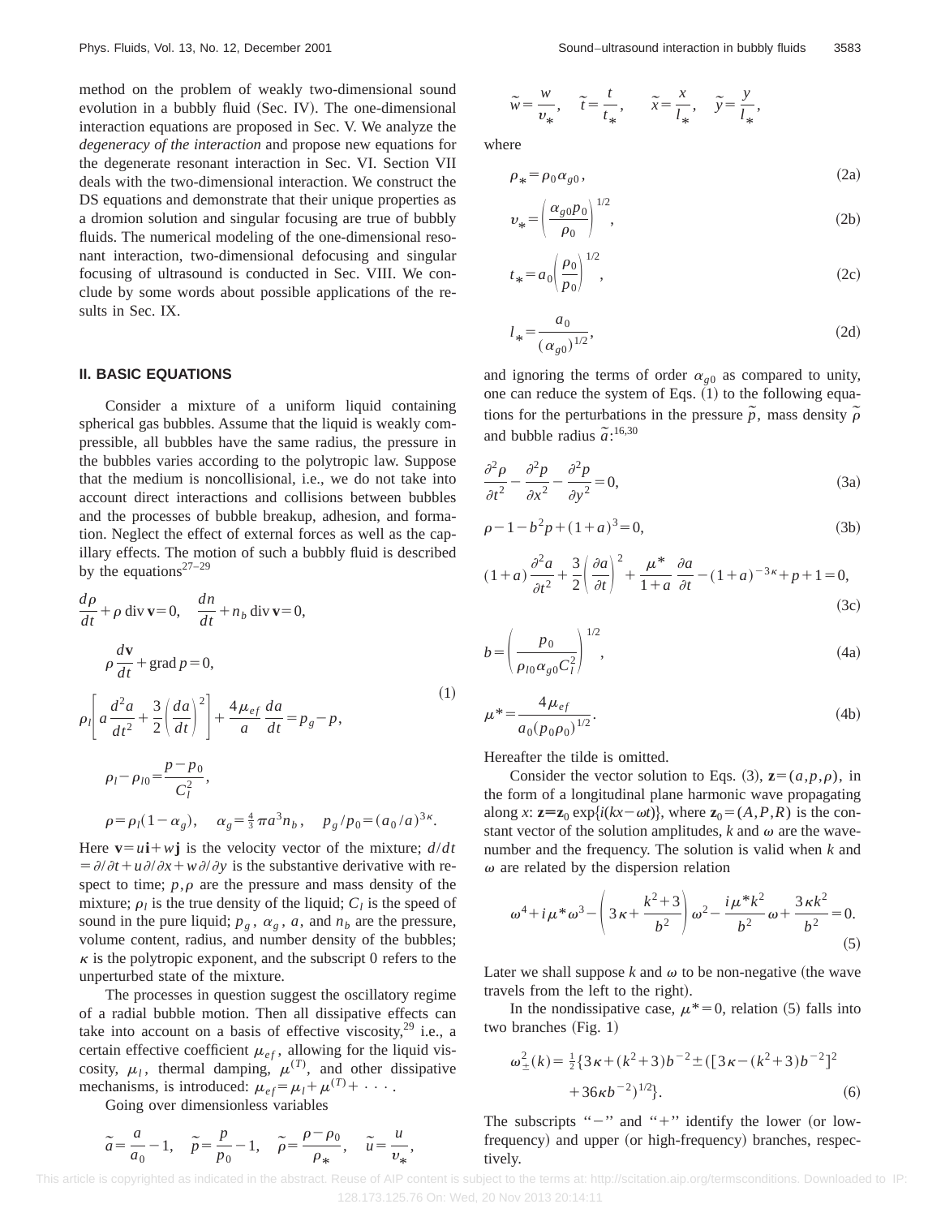method on the problem of weakly two-dimensional sound evolution in a bubbly fluid (Sec. IV). The one-dimensional interaction equations are proposed in Sec. V. We analyze the *degeneracy of the interaction* and propose new equations for the degenerate resonant interaction in Sec. VI. Section VII deals with the two-dimensional interaction. We construct the DS equations and demonstrate that their unique properties as a dromion solution and singular focusing are true of bubbly fluids. The numerical modeling of the one-dimensional resonant interaction, two-dimensional defocusing and singular focusing of ultrasound is conducted in Sec. VIII. We conclude by some words about possible applications of the results in Sec. IX.

## II. BASIC EQUATIONS

Consider a mixture of a uniform liquid containing spherical gas bubbles. Assume that the liquid is weakly compressible, all bubbles have the same radius, the pressure in the bubbles varies according to the polytropic law. Suppose that the medium is noncollisional, i.e., we do not take into account direct interactions and collisions between bubbles and the processes of bubble breakup, adhesion, and formation. Neglect the effect of external forces as well as the capillary effects. The motion of such a bubbly fluid is described by the equations[27–29]

$$
\begin{gathered}
\frac{d\rho}{dt}+\rho\,\mathrm{div}\,\mathbf{v}=0,\quad \frac{dn}{dt}+n_b\,\mathrm{div}\,\mathbf{v}=0,\\
\rho\frac{d\mathbf{v}}{dt}+\mathrm{grad}\,p=0,\\
\rho_l\left[a\frac{d^2a}{dt^2}+\frac{3}{2}\left(\frac{da}{dt}\right)^2\right]+\frac{4\mu_{ef}}{a}\frac{da}{dt}=p_g-p,\\
\rho_l-\rho_{l0}=\frac{p-p_0}{C_l^2},\\
\rho=\rho_l(1-\alpha_g),\quad \alpha_g=\tfrac{4}{3}\pi a^3 n_b,\quad p_g/p_0=(a_0/a)^{3\kappa}.
\end{gathered}
\tag{1}
$$

Here $\mathbf{v}=u\mathbf{i}+w\mathbf{j}$ is the velocity vector of the mixture; $d/dt=\partial/\partial t+u\,\partial/\partial x+w\,\partial/\partial y$ is the substantive derivative with respect to time; $p,\rho$ are the pressure and mass density of the mixture; $\rho_l$ is the true density of the liquid; $C_l$ is the speed of sound in the pure liquid; $p_g$, $\alpha_g$, $a$, and $n_b$ are the pressure, volume content, radius, and number density of the bubbles; $\kappa$ is the polytropic exponent, and the subscript 0 refers to the unperturbed state of the mixture.

The processes in question suggest the oscillatory regime of a radial bubble motion. Then all dissipative effects can take into account on a basis of effective viscosity,[29] i.e., a certain effective coefficient $\mu_{ef}$, allowing for the liquid viscosity, $\mu_l$, thermal damping, $\mu^{(T)}$, and other dissipative mechanisms, is introduced: $\mu_{ef}=\mu_l+\mu^{(T)}+\cdots$.

Going over dimensionless variables

$$
\tilde{a}=\frac{a}{a_0}-1,\quad \tilde{p}=\frac{p}{p_0}-1,\quad \tilde{\rho}=\frac{\rho-\rho_0}{\rho_*},\quad \tilde{u}=\frac{u}{v_*},
$$

$$
\tilde{w}=\frac{w}{v_*},\quad \tilde{t}=\frac{t}{t_*},\quad \tilde{x}=\frac{x}{l_*},\quad \tilde{y}=\frac{y}{l_*},
$$

where

$$
\rho_*=\rho_0\alpha_{g0}, \tag{2a}
$$

$$
v_*=\left(\frac{\alpha_{g0}p_0}{\rho_0}\right)^{1/2}, \tag{2b}
$$

$$
t_*=a_0\left(\frac{\rho_0}{p_0}\right)^{1/2}, \tag{2c}
$$

$$
l_*=\frac{a_0}{(\alpha_{g0})^{1/2}}, \tag{2d}
$$

and ignoring the terms of order $\alpha_{g0}$ as compared to unity, one can reduce the system of Eqs. (1) to the following equations for the perturbations in the pressure $\tilde{p}$, mass density $\tilde{\rho}$ and bubble radius $\tilde{a}$:[16,30]

$$
\frac{\partial^2\rho}{\partial t^2}-\frac{\partial^2 p}{\partial x^2}-\frac{\partial^2 p}{\partial y^2}=0, \tag{3a}
$$

$$
\rho-1-b^2p+(1+a)^3=0, \tag{3b}
$$

$$
(1+a)\frac{\partial^2 a}{\partial t^2}+\frac{3}{2}\left(\frac{\partial a}{\partial t}\right)^2+\frac{\mu^*}{1+a}\frac{\partial a}{\partial t}-(1+a)^{-3\kappa}+p+1=0, \tag{3c}
$$

$$
b=\left(\frac{p_0}{\rho_{l0}\alpha_{g0}C_l^2}\right)^{1/2}, \tag{4a}
$$

$$
\mu^*=\frac{4\mu_{ef}}{a_0(p_0\rho_0)^{1/2}}. \tag{4b}
$$

Hereafter the tilde is omitted.

Consider the vector solution to Eqs. (3), $\mathbf{z}=(a,p,\rho)$, in the form of a longitudinal plane harmonic wave propagating along $x$: $\mathbf{z}=\mathbf{z}_0\exp\{i(kx-\omega t)\}$, where $\mathbf{z}_0=(A,P,R)$ is the constant vector of the solution amplitudes, $k$ and $\omega$ are the wavenumber and the frequency. The solution is valid when $k$ and $\omega$ are related by the dispersion relation

$$
\omega^4+i\mu^*\omega^3-\left(3\kappa+\frac{k^2+3}{b^2}\right)\omega^2-\frac{i\mu^*k^2}{b^2}\omega+\frac{3\kappa k^2}{b^2}=0. \tag{5}
$$

Later we shall suppose $k$ and $\omega$ to be non-negative (the wave travels from the left to the right).

In the nondissipative case, $\mu^*=0$, relation (5) falls into two branches (Fig. 1)

$$
\omega_\pm^2(k)=\tfrac{1}{2}\{3\kappa+(k^2+3)b^{-2}\pm([3\kappa-(k^2+3)b^{-2}]^2+36\kappa b^{-2})^{1/2}\}. \tag{6}
$$

The subscripts "−" and "+" identify the lower (or low-frequency) and upper (or high-frequency) branches, respectively.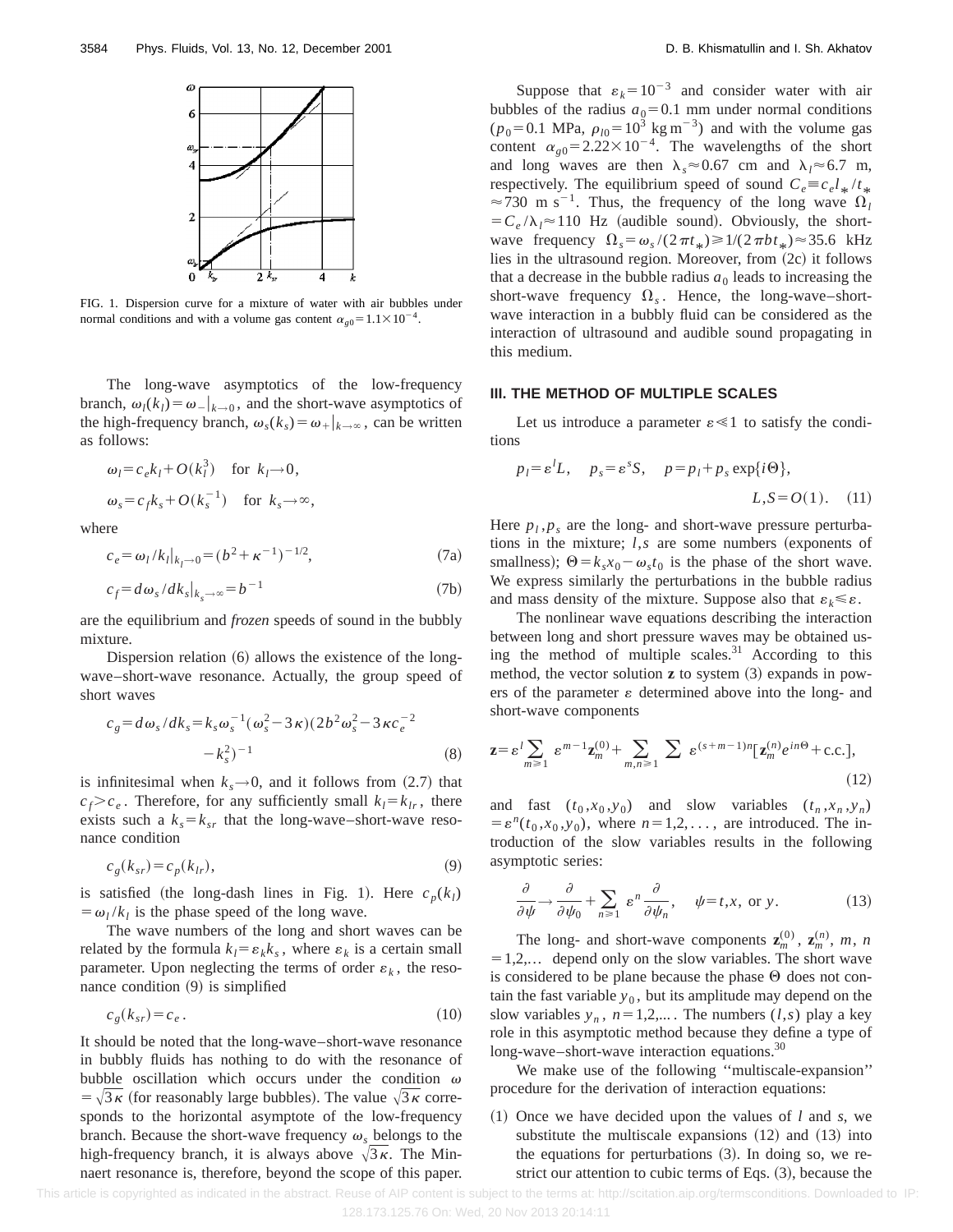FIG. 1. Dispersion curve for a mixture of water with air bubbles under normal conditions and with a volume gas content $\alpha_{g0}=1.1\times10^{-4}$.

The long-wave asymptotics of the low-frequency branch, $\omega_l(k_l)=\omega_-|_{k\to 0}$, and the short-wave asymptotics of the high-frequency branch, $\omega_s(k_s)=\omega_+|_{k\to\infty}$, can be written as follows:

$$\omega_l=c_e k_l+O(k_l^3)\quad \text{for } k_l\to 0,$$

$$\omega_s=c_f k_s+O(k_s^{-1})\quad \text{for } k_s\to\infty,$$

where

$$c_e=\omega_l/k_l|_{k_l\to 0}=(b^2+\kappa^{-1})^{-1/2}, \tag{7a}$$

$$c_f=d\omega_s/dk_s|_{k_s\to\infty}=b^{-1} \tag{7b}$$

are the equilibrium and *frozen* speeds of sound in the bubbly mixture.

Dispersion relation (6) allows the existence of the long-wave–short-wave resonance. Actually, the group speed of short waves

$$c_g=d\omega_s/dk_s=k_s\omega_s^{-1}(\omega_s^2-3\kappa)(2b^2\omega_s^2-3\kappa c_e^{-2}-k_s^2)^{-1} \tag{8}$$

is infinitesimal when $k_s\to 0$, and it follows from (2.7) that $c_f>c_e$. Therefore, for any sufficiently small $k_l=k_{lr}$, there exists such a $k_s=k_{sr}$ that the long-wave–short-wave resonance condition

$$c_g(k_{sr})=c_p(k_{lr}), \tag{9}$$

is satisfied (the long-dash lines in Fig. 1). Here $c_p(k_l)=\omega_l/k_l$ is the phase speed of the long wave.

The wave numbers of the long and short waves can be related by the formula $k_l=\varepsilon_k k_s$, where $\varepsilon_k$ is a certain small parameter. Upon neglecting the terms of order $\varepsilon_k$, the resonance condition (9) is simplified

$$c_g(k_{sr})=c_e. \tag{10}$$

It should be noted that the long-wave–short-wave resonance in bubbly fluids has nothing to do with the resonance of bubble oscillation which occurs under the condition $\omega=\sqrt{3\kappa}$ (for reasonably large bubbles). The value $\sqrt{3\kappa}$ corresponds to the horizontal asymptote of the low-frequency branch. Because the short-wave frequency $\omega_s$ belongs to the high-frequency branch, it is always above $\sqrt{3\kappa}$. The Minnaert resonance is, therefore, beyond the scope of this paper.

Suppose that $\varepsilon_k=10^{-3}$ and consider water with air bubbles of the radius $a_0=0.1$ mm under normal conditions ($p_0=0.1$ MPa, $\rho_{l0}=10^3$ kg m$^{-3}$) and with the volume gas content $\alpha_{g0}=2.22\times10^{-4}$. The wavelengths of the short and long waves are then $\lambda_s\approx 0.67$ cm and $\lambda_l\approx 6.7$ m, respectively. The equilibrium speed of sound $C_e\equiv c_e l_*/t_*\approx 730$ m s$^{-1}$. Thus, the frequency of the long wave $\Omega_l=C_e/\lambda_l\approx 110$ Hz (audible sound). Obviously, the short-wave frequency $\Omega_s=\omega_s/(2\pi t_*)\geqslant 1/(2\pi b t_*)\approx 35.6$ kHz lies in the ultrasound region. Moreover, from (2c) it follows that a decrease in the bubble radius $a_0$ leads to increasing the short-wave frequency $\Omega_s$. Hence, the long-wave–short-wave interaction in a bubbly fluid can be considered as the interaction of ultrasound and audible sound propagating in this medium.

## III. THE METHOD OF MULTIPLE SCALES

Let us introduce a parameter $\varepsilon\ll 1$ to satisfy the conditions

$$p_l=\varepsilon^l L,\quad p_s=\varepsilon^s S,\quad p=p_l+p_s\exp\{i\Theta\},\qquad L,S=O(1). \tag{11}$$

Here $p_l, p_s$ are the long- and short-wave pressure perturbations in the mixture; $l,s$ are some numbers (exponents of smallness); $\Theta=k_s x_0-\omega_s t_0$ is the phase of the short wave. We express similarly the perturbations in the bubble radius and mass density of the mixture. Suppose also that $\varepsilon_k\leqslant\varepsilon$.

The nonlinear wave equations describing the interaction between long and short pressure waves may be obtained using the method of multiple scales.[31] According to this method, the vector solution $\mathbf{z}$ to system (3) expands in powers of the parameter $\varepsilon$ determined above into the long- and short-wave components

$$\mathbf{z}=\varepsilon^l\sum_{m\geqslant 1}\varepsilon^{m-1}\mathbf{z}_m^{(0)}+\sum_{m,n\geqslant 1}\sum \varepsilon^{(s+m-1)n}[\mathbf{z}_m^{(n)}e^{in\Theta}+\text{c.c.}], \tag{12}$$

and fast $(t_0,x_0,y_0)$ and slow variables $(t_n,x_n,y_n)=\varepsilon^n(t_0,x_0,y_0)$, where $n=1,2,\ldots$, are introduced. The introduction of the slow variables results in the following asymptotic series:

$$\frac{\partial}{\partial\psi}\to\frac{\partial}{\partial\psi_0}+\sum_{n\geqslant 1}\varepsilon^n\frac{\partial}{\partial\psi_n},\quad \psi=t,x,\text{ or } y. \tag{13}$$

The long- and short-wave components $\mathbf{z}_m^{(0)}$, $\mathbf{z}_m^{(n)}$, $m$, $n=1,2,\ldots$ depend only on the slow variables. The short wave is considered to be plane because the phase $\Theta$ does not contain the fast variable $y_0$, but its amplitude may depend on the slow variables $y_n$, $n=1,2,\ldots$. The numbers $(l,s)$ play a key role in this asymptotic method because they define a type of long-wave–short-wave interaction equations.[30]

We make use of the following "multiscale-expansion" procedure for the derivation of interaction equations:

(1) Once we have decided upon the values of $l$ and $s$, we substitute the multiscale expansions (12) and (13) into the equations for perturbations (3). In doing so, we restrict our attention to cubic terms of Eqs. (3), because the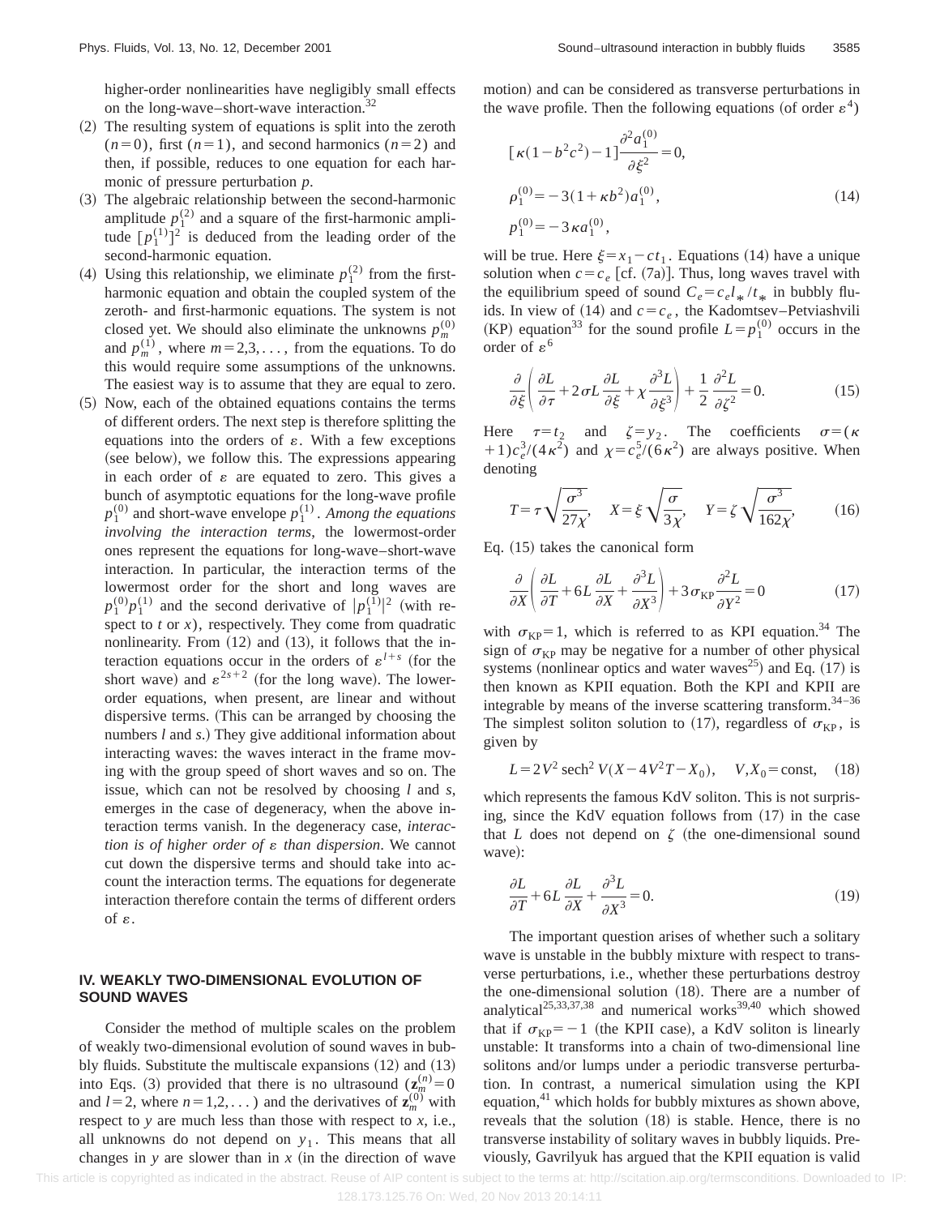higher-order nonlinearities have negligibly small effects on the long-wave–short-wave interaction.[32]

(2) The resulting system of equations is split into the zeroth ($n=0$), first ($n=1$), and second harmonics ($n=2$) and then, if possible, reduces to one equation for each harmonic of pressure perturbation $p$.

(3) The algebraic relationship between the second-harmonic amplitude $p_1^{(2)}$ and a square of the first-harmonic amplitude $[p_1^{(1)}]^2$ is deduced from the leading order of the second-harmonic equation.

(4) Using this relationship, we eliminate $p_1^{(2)}$ from the first-harmonic equation and obtain the coupled system of the zeroth- and first-harmonic equations. The system is not closed yet. We should also eliminate the unknowns $p_m^{(0)}$ and $p_m^{(1)}$, where $m=2,3,\ldots$, from the equations. To do this would require some assumptions of the unknowns. The easiest way is to assume that they are equal to zero.

(5) Now, each of the obtained equations contains the terms of different orders. The next step is therefore splitting the equations into the orders of $\varepsilon$. With a few exceptions (see below), we follow this. The expressions appearing in each order of $\varepsilon$ are equated to zero. This gives a bunch of asymptotic equations for the long-wave profile $p_1^{(0)}$ and short-wave envelope $p_1^{(1)}$. *Among the equations involving the interaction terms*, the lowermost-order ones represent the equations for long-wave–short-wave interaction. In particular, the interaction terms of the lowermost order for the short and long waves are $p_1^{(0)}p_1^{(1)}$ and the second derivative of $|p_1^{(1)}|^2$ (with respect to $t$ or $x$), respectively. They come from quadratic nonlinearity. From (12) and (13), it follows that the interaction equations occur in the orders of $\varepsilon^{l+s}$ (for the short wave) and $\varepsilon^{2s+2}$ (for the long wave). The lower-order equations, when present, are linear and without dispersive terms. (This can be arranged by choosing the numbers $l$ and $s$.) They give additional information about interacting waves: the waves interact in the frame moving with the group speed of short waves and so on. The issue, which can not be resolved by choosing $l$ and $s$, emerges in the case of degeneracy, when the above interaction terms vanish. In the degeneracy case, *interaction is of higher order of $\varepsilon$ than dispersion*. We cannot cut down the dispersive terms and should take into account the interaction terms. The equations for degenerate interaction therefore contain the terms of different orders of $\varepsilon$.

## IV. WEAKLY TWO-DIMENSIONAL EVOLUTION OF SOUND WAVES

Consider the method of multiple scales on the problem of weakly two-dimensional evolution of sound waves in bubbly fluids. Substitute the multiscale expansions (12) and (13) into Eqs. (3) provided that there is no ultrasound ($\mathbf{z}_m^{(n)}=0$ and $l=2$, where $n=1,2,\ldots$) and the derivatives of $\mathbf{z}_m^{(0)}$ with respect to $y$ are much less than those with respect to $x$, i.e., all unknowns do not depend on $y_1$. This means that all changes in $y$ are slower than in $x$ (in the direction of wave motion) and can be considered as transverse perturbations in the wave profile. Then the following equations (of order $\varepsilon^4$)

$$
\begin{aligned}
&[\kappa(1-b^2c^2)-1]\frac{\partial^2 a_1^{(0)}}{\partial \xi^2}=0,\\
&\rho_1^{(0)}=-3(1+\kappa b^2)a_1^{(0)},\\
&p_1^{(0)}=-3\kappa a_1^{(0)},
\end{aligned}
\tag{14}
$$

will be true. Here $\xi=x_1-ct_1$. Equations (14) have a unique solution when $c=c_e$ [cf. (7a)]. Thus, long waves travel with the equilibrium speed of sound $C_e=c_e l_*/t_*$ in bubbly fluids. In view of (14) and $c=c_e$, the Kadomtsev–Petviashvili (KP) equation[33] for the sound profile $L=p_1^{(0)}$ occurs in the order of $\varepsilon^6$

$$
\frac{\partial}{\partial \xi}\left(\frac{\partial L}{\partial \tau}+2\sigma L\frac{\partial L}{\partial \xi}+\chi\frac{\partial^3 L}{\partial \xi^3}\right)+\frac{1}{2}\frac{\partial^2 L}{\partial \zeta^2}=0. \tag{15}
$$

Here $\tau=t_2$ and $\zeta=y_2$. The coefficients $\sigma=(\kappa+1)c_e^3/(4\kappa^2)$ and $\chi=c_e^5/(6\kappa^2)$ are always positive. When denoting

$$
T=\tau\sqrt{\frac{\sigma^3}{27\chi}},\quad X=\xi\sqrt{\frac{\sigma}{3\chi}},\quad Y=\zeta\sqrt{\frac{\sigma^3}{162\chi}}, \tag{16}
$$

Eq. (15) takes the canonical form

$$
\frac{\partial}{\partial X}\left(\frac{\partial L}{\partial T}+6L\frac{\partial L}{\partial X}+\frac{\partial^3 L}{\partial X^3}\right)+3\sigma_{\mathrm{KP}}\frac{\partial^2 L}{\partial Y^2}=0 \tag{17}
$$

with $\sigma_{\mathrm{KP}}=1$, which is referred to as KPI equation.[34] The sign of $\sigma_{\mathrm{KP}}$ may be negative for a number of other physical systems (nonlinear optics and water waves[25]) and Eq. (17) is then known as KPII equation. Both the KPI and KPII are integrable by means of the inverse scattering transform.[34–36] The simplest soliton solution to (17), regardless of $\sigma_{\mathrm{KP}}$, is given by

$$
L=2V^2\,\mathrm{sech}^2\,V(X-4V^2T-X_0),\quad V,X_0=\mathrm{const}, \tag{18}
$$

which represents the famous KdV soliton. This is not surprising, since the KdV equation follows from (17) in the case that $L$ does not depend on $\zeta$ (the one-dimensional sound wave):

$$
\frac{\partial L}{\partial T}+6L\frac{\partial L}{\partial X}+\frac{\partial^3 L}{\partial X^3}=0. \tag{19}
$$

The important question arises of whether such a solitary wave is unstable in the bubbly mixture with respect to transverse perturbations, i.e., whether these perturbations destroy the one-dimensional solution (18). There are a number of analytical[25,33,37,38] and numerical works[39,40] which showed that if $\sigma_{\mathrm{KP}}=-1$ (the KPII case), a KdV soliton is linearly unstable: It transforms into a chain of two-dimensional line solitons and/or lumps under a periodic transverse perturbation. In contrast, a numerical simulation using the KPI equation,[41] which holds for bubbly mixtures as shown above, reveals that the solution (18) is stable. Hence, there is no transverse instability of solitary waves in bubbly liquids. Previously, Gavrilyuk has argued that the KPII equation is valid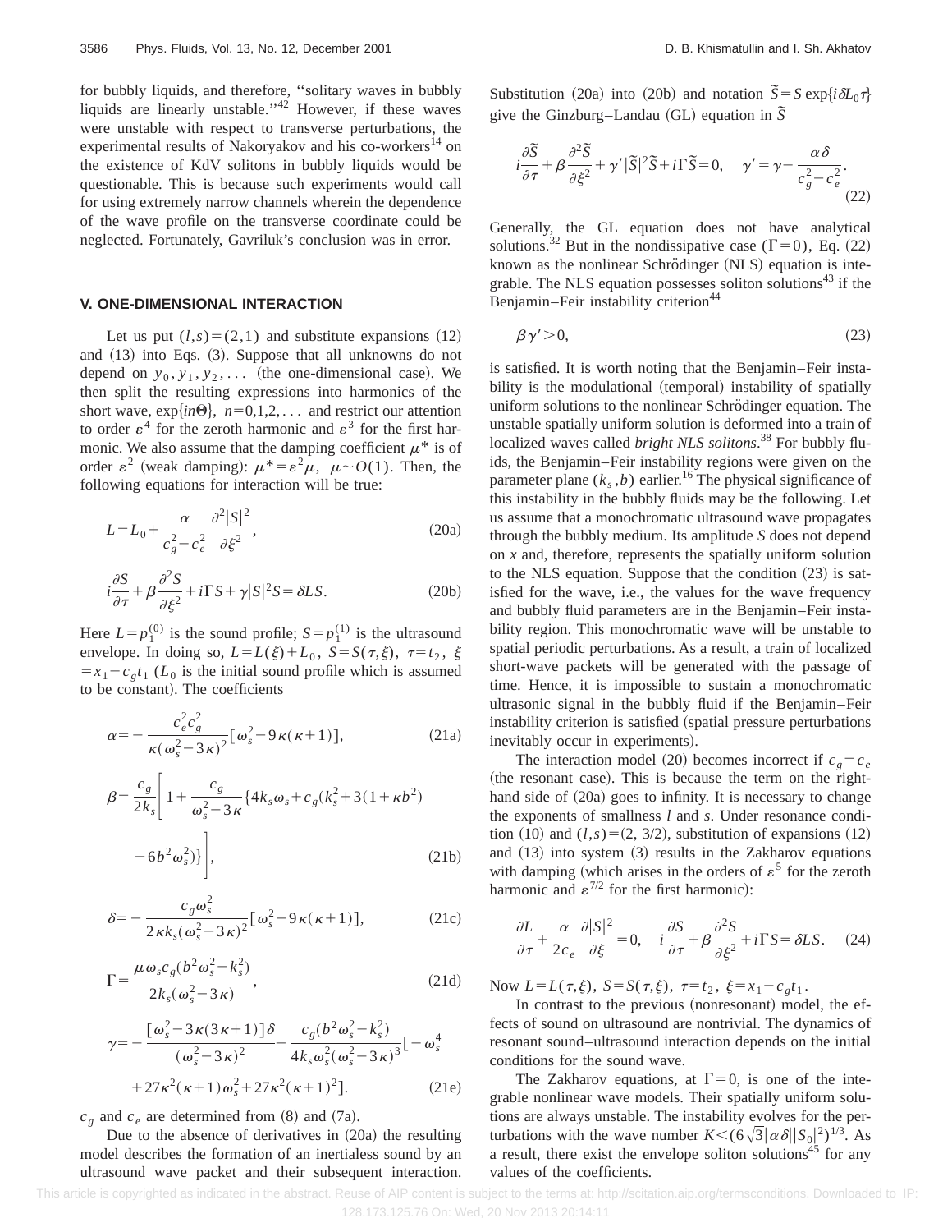for bubbly liquids, and therefore, "solitary waves in bubbly liquids are linearly unstable."[42] However, if these waves were unstable with respect to transverse perturbations, the experimental results of Nakoryakov and his co-workers[14] on the existence of KdV solitons in bubbly liquids would be questionable. This is because such experiments would call for using extremely narrow channels wherein the dependence of the wave profile on the transverse coordinate could be neglected. Fortunately, Gavriluk's conclusion was in error.

## V. ONE-DIMENSIONAL INTERACTION

Let us put $(l,s)=(2,1)$ and substitute expansions (12) and (13) into Eqs. (3). Suppose that all unknowns do not depend on $y_0, y_1, y_2, \ldots$ (the one-dimensional case). We then split the resulting expressions into harmonics of the short wave, $\exp\{in\Theta\}$, $n=0,1,2,\ldots$ and restrict our attention to order $\varepsilon^4$ for the zeroth harmonic and $\varepsilon^3$ for the first harmonic. We also assume that the damping coefficient $\mu^*$ is of order $\varepsilon^2$ (weak damping): $\mu^*=\varepsilon^2\mu$, $\mu \sim O(1)$. Then, the following equations for interaction will be true:

$$L=L_0+\frac{\alpha}{c_g^2-c_e^2}\frac{\partial^2|S|^2}{\partial\xi^2}, \tag{20a}$$

$$i\frac{\partial S}{\partial\tau}+\beta\frac{\partial^2 S}{\partial\xi^2}+i\Gamma S+\gamma|S|^2S=\delta LS. \tag{20b}$$

Here $L=p_1^{(0)}$ is the sound profile; $S=p_1^{(1)}$ is the ultrasound envelope. In doing so, $L=L(\xi)+L_0$, $S=S(\tau,\xi)$, $\tau=t_2$, $\xi=x_1-c_g t_1$ ($L_0$ is the initial sound profile which is assumed to be constant). The coefficients

$$\alpha=-\frac{c_e^2c_g^2}{\kappa(\omega_s^2-3\kappa)^2}[\omega_s^2-9\kappa(\kappa+1)], \tag{21a}$$

$$\beta=\frac{c_g}{2k_s}\left[1+\frac{c_g}{\omega_s^2-3\kappa}\{4k_s\omega_s+c_g(k_s^2+3(1+\kappa b^2)-6b^2\omega_s^2)\}\right], \tag{21b}$$

$$\delta=-\frac{c_g\omega_s^2}{2\kappa k_s(\omega_s^2-3\kappa)^2}[\omega_s^2-9\kappa(\kappa+1)], \tag{21c}$$

$$\Gamma=\frac{\mu\omega_s c_g(b^2\omega_s^2-k_s^2)}{2k_s(\omega_s^2-3\kappa)}, \tag{21d}$$

$$\gamma=-\frac{[\omega_s^2-3\kappa(3\kappa+1)]\delta}{(\omega_s^2-3\kappa)^2}-\frac{c_g(b^2\omega_s^2-k_s^2)}{4k_s\omega_s^2(\omega_s^2-3\kappa)^3}[-\omega_s^4+27\kappa^2(\kappa+1)\omega_s^2+27\kappa^2(\kappa+1)^2]. \tag{21e}$$

$c_g$ and $c_e$ are determined from (8) and (7a).

Due to the absence of derivatives in (20a) the resulting model describes the formation of an inertialess sound by an ultrasound wave packet and their subsequent interaction. Substitution (20a) into (20b) and notation $\tilde{S}=S\exp\{i\delta L_0\tau\}$ give the Ginzburg–Landau (GL) equation in $\tilde{S}$

$$i\frac{\partial\tilde{S}}{\partial\tau}+\beta\frac{\partial^2\tilde{S}}{\partial\xi^2}+\gamma'|\tilde{S}|^2\tilde{S}+i\Gamma\tilde{S}=0,\quad \gamma'=\gamma-\frac{\alpha\delta}{c_g^2-c_e^2}. \tag{22}$$

Generally, the GL equation does not have analytical solutions.[32] But in the nondissipative case ($\Gamma=0$), Eq. (22) known as the nonlinear Schrödinger (NLS) equation is integrable. The NLS equation possesses soliton solutions[43] if the Benjamin–Feir instability criterion[44]

$$\beta\gamma'>0, \tag{23}$$

is satisfied. It is worth noting that the Benjamin–Feir instability is the modulational (temporal) instability of spatially uniform solutions to the nonlinear Schrödinger equation. The unstable spatially uniform solution is deformed into a train of localized waves called *bright NLS solitons*.[38] For bubbly fluids, the Benjamin–Feir instability regions were given on the parameter plane $(k_s,b)$ earlier.[16] The physical significance of this instability in the bubbly fluids may be the following. Let us assume that a monochromatic ultrasound wave propagates through the bubbly medium. Its amplitude $S$ does not depend on $x$ and, therefore, represents the spatially uniform solution to the NLS equation. Suppose that the condition (23) is satisfied for the wave, i.e., the values for the wave frequency and bubbly fluid parameters are in the Benjamin–Feir instability region. This monochromatic wave will be unstable to spatial periodic perturbations. As a result, a train of localized short-wave packets will be generated with the passage of time. Hence, it is impossible to sustain a monochromatic ultrasonic signal in the bubbly fluid if the Benjamin–Feir instability criterion is satisfied (spatial pressure perturbations inevitably occur in experiments).

The interaction model (20) becomes incorrect if $c_g=c_e$ (the resonant case). This is because the term on the right-hand side of (20a) goes to infinity. It is necessary to change the exponents of smallness $l$ and $s$. Under resonance condition (10) and $(l,s)=(2,3/2)$, substitution of expansions (12) and (13) into system (3) results in the Zakharov equations with damping (which arises in the orders of $\varepsilon^5$ for the zeroth harmonic and $\varepsilon^{7/2}$ for the first harmonic):

$$\frac{\partial L}{\partial\tau}+\frac{\alpha}{2c_e}\frac{\partial|S|^2}{\partial\xi}=0,\quad i\frac{\partial S}{\partial\tau}+\beta\frac{\partial^2 S}{\partial\xi^2}+i\Gamma S=\delta LS. \tag{24}$$

Now $L=L(\tau,\xi)$, $S=S(\tau,\xi)$, $\tau=t_2$, $\xi=x_1-c_g t_1$.

In contrast to the previous (nonresonant) model, the effects of sound on ultrasound are nontrivial. The dynamics of resonant sound–ultrasound interaction depends on the initial conditions for the sound wave.

The Zakharov equations, at $\Gamma=0$, is one of the integrable nonlinear wave models. Their spatially uniform solutions are always unstable. The instability evolves for the perturbations with the wave number $K<(6\sqrt{3}|\alpha\delta||S_0|^2)^{1/3}$. As a result, there exist the envelope soliton solutions[45] for any values of the coefficients.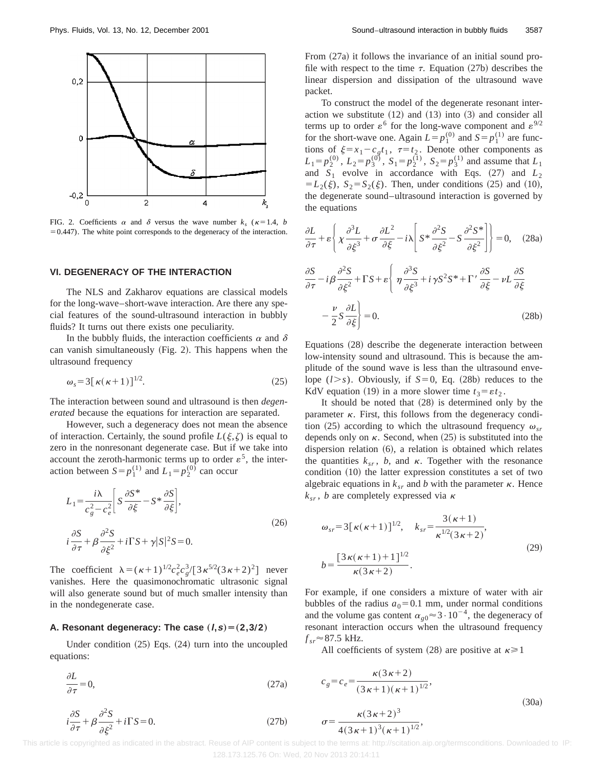FIG. 2. Coefficients $\alpha$ and $\delta$ versus the wave number $k_s$ ($\kappa=1.4$, $b=0.447$). The white point corresponds to the degeneracy of the interaction.

## VI. DEGENERACY OF THE INTERACTION

The NLS and Zakharov equations are classical models for the long-wave–short-wave interaction. Are there any special features of the sound-ultrasound interaction in bubbly fluids? It turns out there exists one peculiarity.

In the bubbly fluids, the interaction coefficients $\alpha$ and $\delta$ can vanish simultaneously (Fig. 2). This happens when the ultrasound frequency

$$\omega_s = 3[\kappa(\kappa+1)]^{1/2}. \tag{25}$$

The interaction between sound and ultrasound is then *degenerated* because the equations for interaction are separated.

However, such a degeneracy does not mean the absence of interaction. Certainly, the sound profile $L(\xi,\zeta)$ is equal to zero in the nonresonant degenerate case. But if we take into account the zeroth-harmonic terms up to order $\varepsilon^5$, the interaction between $S=p_1^{(1)}$ and $L_1=p_2^{(0)}$ can occur

$$L_1 = \frac{i\lambda}{c_g^2-c_e^2}\left[S\frac{\partial S^*}{\partial \xi} - S^*\frac{\partial S}{\partial \xi}\right],$$
$$i\frac{\partial S}{\partial \tau} + \beta\frac{\partial^2 S}{\partial \xi^2} + i\Gamma S + \gamma|S|^2 S = 0. \tag{26}$$

The coefficient $\lambda=(\kappa+1)^{1/2}c_e^2c_g^3/[3\kappa^{5/2}(3\kappa+2)^2]$ never vanishes. Here the quasimonochromatic ultrasonic signal will also generate sound but of much smaller intensity than in the nondegenerate case.

### A. Resonant degeneracy: The case $(l,s)=(2,3/2)$

Under condition (25) Eqs. (24) turn into the uncoupled equations:

$$\frac{\partial L}{\partial \tau} = 0, \tag{27a}$$

$$i\frac{\partial S}{\partial \tau} + \beta\frac{\partial^2 S}{\partial \xi^2} + i\Gamma S = 0. \tag{27b}$$

From (27a) it follows the invariance of an initial sound profile with respect to the time $\tau$. Equation (27b) describes the linear dispersion and dissipation of the ultrasound wave packet.

To construct the model of the degenerate resonant interaction we substitute (12) and (13) into (3) and consider all terms up to order $\varepsilon^6$ for the long-wave component and $\varepsilon^{9/2}$ for the short-wave one. Again $L=p_1^{(0)}$ and $S=p_1^{(1)}$ are functions of $\xi=x_1-c_g t_1$, $\tau=t_2$. Denote other components as $L_1=p_2^{(0)}$, $L_2=p_3^{(0)}$, $S_1=p_2^{(1)}$, $S_2=p_3^{(1)}$ and assume that $L_1$ and $S_1$ evolve in accordance with Eqs. (27) and $L_2=L_2(\xi)$, $S_2=S_2(\xi)$. Then, under conditions (25) and (10), the degenerate sound–ultrasound interaction is governed by the equations

$$\frac{\partial L}{\partial \tau} + \varepsilon\left\{\chi\frac{\partial^3 L}{\partial \xi^3} + \sigma\frac{\partial L^2}{\partial \xi} - i\lambda\left[S^*\frac{\partial^2 S}{\partial \xi^2} - S\frac{\partial^2 S^*}{\partial \xi^2}\right]\right\} = 0, \tag{28a}$$

$$\frac{\partial S}{\partial \tau} - i\beta\frac{\partial^2 S}{\partial \xi^2} + \Gamma S + \varepsilon\left\{\eta\frac{\partial^3 S}{\partial \xi^3} + i\gamma S^2 S^* + \Gamma'\frac{\partial S}{\partial \xi} - \nu L\frac{\partial S}{\partial \xi} - \frac{\nu}{2}S\frac{\partial L}{\partial \xi}\right\} = 0. \tag{28b}$$

Equations (28) describe the degenerate interaction between low-intensity sound and ultrasound. This is because the amplitude of the sound wave is less than the ultrasound envelope $(l>s)$. Obviously, if $S=0$, Eq. (28b) reduces to the KdV equation (19) in a more slower time $t_3=\varepsilon t_2$.

It should be noted that (28) is determined only by the parameter $\kappa$. First, this follows from the degeneracy condition (25) according to which the ultrasound frequency $\omega_{sr}$ depends only on $\kappa$. Second, when (25) is substituted into the dispersion relation (6), a relation is obtained which relates the quantities $k_{sr}$, $b$, and $\kappa$. Together with the resonance condition (10) the latter expression constitutes a set of two algebraic equations in $k_{sr}$ and $b$ with the parameter $\kappa$. Hence $k_{sr}$, $b$ are completely expressed via $\kappa$

$$\omega_{sr}=3[\kappa(\kappa+1)]^{1/2}, \quad k_{sr}=\frac{3(\kappa+1)}{\kappa^{1/2}(3\kappa+2)},$$
$$b=\frac{[3\kappa(\kappa+1)+1]^{1/2}}{\kappa(3\kappa+2)}. \tag{29}$$

For example, if one considers a mixture of water with air bubbles of the radius $a_0=0.1$ mm, under normal conditions and the volume gas content $\alpha_{g0}\approx 3\cdot 10^{-4}$, the degeneracy of resonant interaction occurs when the ultrasound frequency $f_{sr}\approx 87.5$ kHz.

All coefficients of system (28) are positive at $\kappa \geqslant 1$

$$c_g=c_e=\frac{\kappa(3\kappa+2)}{(3\kappa+1)(\kappa+1)^{1/2}},$$
$$\sigma=\frac{\kappa(3\kappa+2)^3}{4(3\kappa+1)^3(\kappa+1)^{1/2}}, \tag{30a}$$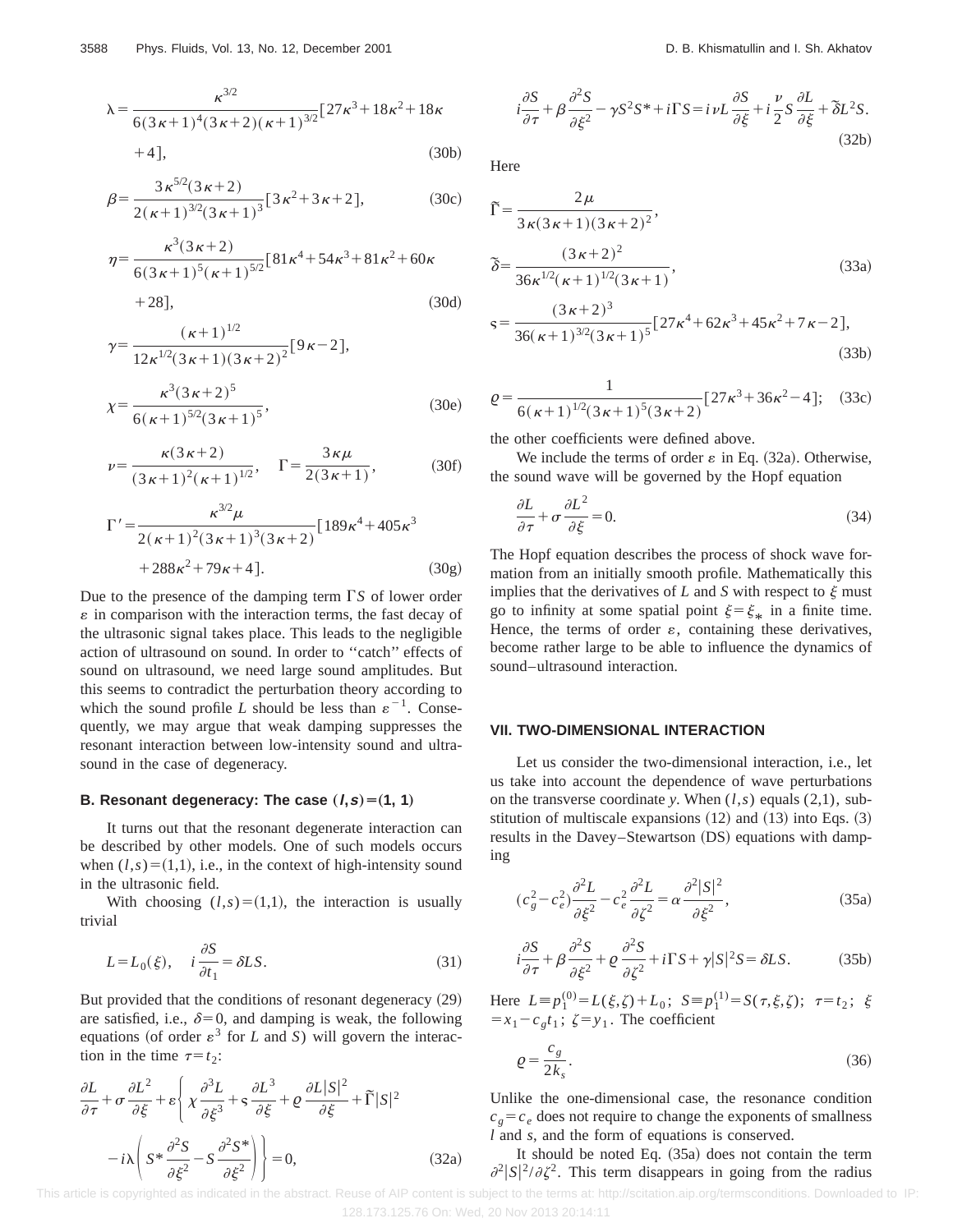$$\lambda = \frac{\kappa^{3/2}}{6(3\kappa+1)^4(3\kappa+2)(\kappa+1)^{3/2}}[27\kappa^3+18\kappa^2+18\kappa+4], \tag{30b}$$

$$\beta = \frac{3\kappa^{5/2}(3\kappa+2)}{2(\kappa+1)^{3/2}(3\kappa+1)^3}[3\kappa^2+3\kappa+2], \tag{30c}$$

$$\eta = \frac{\kappa^3(3\kappa+2)}{6(3\kappa+1)^5(\kappa+1)^{5/2}}[81\kappa^4+54\kappa^3+81\kappa^2+60\kappa+28], \tag{30d}$$

$$\gamma = \frac{(\kappa+1)^{1/2}}{12\kappa^{1/2}(3\kappa+1)(3\kappa+2)^2}[9\kappa-2],$$

$$\chi = \frac{\kappa^3(3\kappa+2)^5}{6(\kappa+1)^{5/2}(3\kappa+1)^5}, \tag{30e}$$

$$\nu = \frac{\kappa(3\kappa+2)}{(3\kappa+1)^2(\kappa+1)^{1/2}}, \quad \Gamma = \frac{3\kappa\mu}{2(3\kappa+1)}, \tag{30f}$$

$$\Gamma' = \frac{\kappa^{3/2}\mu}{2(\kappa+1)^2(3\kappa+1)^3(3\kappa+2)}[189\kappa^4+405\kappa^3+288\kappa^2+79\kappa+4]. \tag{30g}$$

Due to the presence of the damping term $\Gamma S$ of lower order $\varepsilon$ in comparison with the interaction terms, the fast decay of the ultrasonic signal takes place. This leads to the negligible action of ultrasound on sound. In order to "catch" effects of sound on ultrasound, we need large sound amplitudes. But this seems to contradict the perturbation theory according to which the sound profile $L$ should be less than $\varepsilon^{-1}$. Consequently, we may argue that weak damping suppresses the resonant interaction between low-intensity sound and ultrasound in the case of degeneracy.

### B. Resonant degeneracy: The case $(l,s)=(1, 1)$

It turns out that the resonant degenerate interaction can be described by other models. One of such models occurs when $(l,s)=(1,1)$, i.e., in the context of high-intensity sound in the ultrasonic field.

With choosing $(l,s)=(1,1)$, the interaction is usually trivial

$$L = L_0(\xi), \quad i\frac{\partial S}{\partial t_1} = \delta L S. \tag{31}$$

But provided that the conditions of resonant degeneracy (29) are satisfied, i.e., $\delta=0$, and damping is weak, the following equations (of order $\varepsilon^3$ for $L$ and $S$) will govern the interaction in the time $\tau=t_2$:

$$\frac{\partial L}{\partial \tau} + \sigma\frac{\partial L^2}{\partial \xi} + \varepsilon\Bigg\{\chi\frac{\partial^3 L}{\partial \xi^3} + \text{s}\frac{\partial L^3}{\partial \xi} + \varrho\frac{\partial L|S|^2}{\partial \xi} + \tilde{\Gamma}|S|^2 - i\lambda\left(S^*\frac{\partial^2 S}{\partial \xi^2} - S\frac{\partial^2 S^*}{\partial \xi^2}\right)\Bigg\} = 0, \tag{32a}$$

$$i\frac{\partial S}{\partial \tau} + \beta\frac{\partial^2 S}{\partial \xi^2} - \gamma S^2 S^* + i\Gamma S = i\nu L\frac{\partial S}{\partial \xi} + i\frac{\nu}{2}S\frac{\partial L}{\partial \xi} + \tilde{\delta}L^2 S. \tag{32b}$$

Here

$$\tilde{\Gamma} = \frac{2\mu}{3\kappa(3\kappa+1)(3\kappa+2)^2},$$

$$\tilde{\delta} = \frac{(3\kappa+2)^2}{36\kappa^{1/2}(\kappa+1)^{1/2}(3\kappa+1)}, \tag{33a}$$

$$\text{s} = \frac{(3\kappa+2)^3}{36(\kappa+1)^{3/2}(3\kappa+1)^5}[27\kappa^4+62\kappa^3+45\kappa^2+7\kappa-2], \tag{33b}$$

$$\varrho = \frac{1}{6(\kappa+1)^{1/2}(3\kappa+1)^5(3\kappa+2)}[27\kappa^3+36\kappa^2-4]; \tag{33c}$$

the other coefficients were defined above.

We include the terms of order $\varepsilon$ in Eq. (32a). Otherwise, the sound wave will be governed by the Hopf equation

$$\frac{\partial L}{\partial \tau} + \sigma\frac{\partial L^2}{\partial \xi} = 0. \tag{34}$$

The Hopf equation describes the process of shock wave formation from an initially smooth profile. Mathematically this implies that the derivatives of $L$ and $S$ with respect to $\xi$ must go to infinity at some spatial point $\xi=\xi_*$ in a finite time. Hence, the terms of order $\varepsilon$, containing these derivatives, become rather large to be able to influence the dynamics of sound–ultrasound interaction.

## VII. TWO-DIMENSIONAL INTERACTION

Let us consider the two-dimensional interaction, i.e., let us take into account the dependence of wave perturbations on the transverse coordinate $y$. When $(l,s)$ equals $(2,1)$, substitution of multiscale expansions (12) and (13) into Eqs. (3) results in the Davey–Stewartson (DS) equations with damping

$$(c_g^2 - c_e^2)\frac{\partial^2 L}{\partial \xi^2} - c_e^2\frac{\partial^2 L}{\partial \zeta^2} = \alpha\frac{\partial^2|S|^2}{\partial \xi^2}, \tag{35a}$$

$$i\frac{\partial S}{\partial \tau} + \beta\frac{\partial^2 S}{\partial \xi^2} + \varrho\frac{\partial^2 S}{\partial \zeta^2} + i\Gamma S + \gamma|S|^2 S = \delta L S. \tag{35b}$$

Here $L \equiv p_1^{(0)} = L(\xi,\zeta) + L_0$; $S \equiv p_1^{(1)} = S(\tau,\xi,\zeta)$; $\tau = t_2$; $\xi = x_1 - c_g t_1$; $\zeta = y_1$. The coefficient

$$\varrho = \frac{c_g}{2k_s}. \tag{36}$$

Unlike the one-dimensional case, the resonance condition $c_g = c_e$ does not require to change the exponents of smallness $l$ and $s$, and the form of equations is conserved.

It should be noted Eq. (35a) does not contain the term $\partial^2|S|^2/\partial\zeta^2$. This term disappears in going from the radius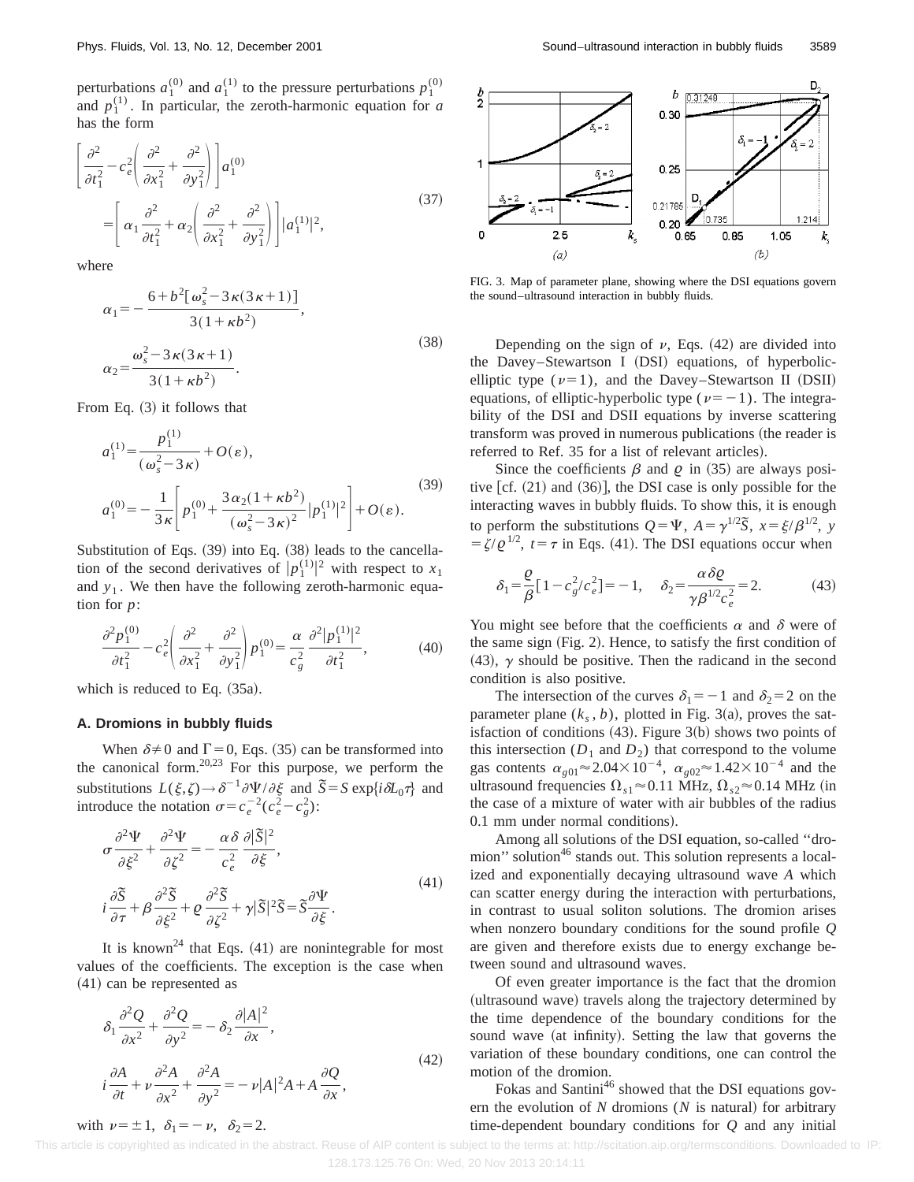perturbations $a_1^{(0)}$ and $a_1^{(1)}$ to the pressure perturbations $p_1^{(0)}$ and $p_1^{(1)}$. In particular, the zeroth-harmonic equation for $a$ has the form

$$\left[\frac{\partial^2}{\partial t_1^2} - c_e^2\left(\frac{\partial^2}{\partial x_1^2} + \frac{\partial^2}{\partial y_1^2}\right)\right] a_1^{(0)} = \left[\alpha_1 \frac{\partial^2}{\partial t_1^2} + \alpha_2\left(\frac{\partial^2}{\partial x_1^2} + \frac{\partial^2}{\partial y_1^2}\right)\right] |a_1^{(1)}|^2, \tag{37}$$

where

$$\alpha_1 = -\frac{6 + b^2[\omega_s^2 - 3\kappa(3\kappa+1)]}{3(1+\kappa b^2)},$$
$$\alpha_2 = \frac{\omega_s^2 - 3\kappa(3\kappa+1)}{3(1+\kappa b^2)}. \tag{38}$$

From Eq. (3) it follows that

$$a_1^{(1)} = \frac{p_1^{(1)}}{(\omega_s^2 - 3\kappa)} + O(\varepsilon),$$
$$a_1^{(0)} = -\frac{1}{3\kappa}\left[p_1^{(0)} + \frac{3\alpha_2(1+\kappa b^2)}{(\omega_s^2 - 3\kappa)^2}|p_1^{(1)}|^2\right] + O(\varepsilon). \tag{39}$$

Substitution of Eqs. (39) into Eq. (38) leads to the cancellation of the second derivatives of $|p_1^{(1)}|^2$ with respect to $x_1$ and $y_1$. We then have the following zeroth-harmonic equation for $p$:

$$\frac{\partial^2 p_1^{(0)}}{\partial t_1^2} - c_e^2\left(\frac{\partial^2}{\partial x_1^2} + \frac{\partial^2}{\partial y_1^2}\right) p_1^{(0)} = \frac{\alpha}{c_g^2}\frac{\partial^2 |p_1^{(1)}|^2}{\partial t_1^2}, \tag{40}$$

which is reduced to Eq. (35a).

### A. Dromions in bubbly fluids

When $\delta \neq 0$ and $\Gamma = 0$, Eqs. (35) can be transformed into the canonical form.[20,23] For this purpose, we perform the substitutions $L(\xi,\zeta) \to \delta^{-1}\partial\Psi/\partial\xi$ and $\tilde{S} = S\exp\{i\delta L_0 \tau\}$ and introduce the notation $\sigma = c_e^{-2}(c_e^2 - c_g^2)$:

$$\sigma\frac{\partial^2\Psi}{\partial\xi^2} + \frac{\partial^2\Psi}{\partial\zeta^2} = -\frac{\alpha\delta}{c_e^2}\frac{\partial|\tilde{S}|^2}{\partial\xi},$$
$$i\frac{\partial\tilde{S}}{\partial\tau} + \beta\frac{\partial^2\tilde{S}}{\partial\xi^2} + \varrho\frac{\partial^2\tilde{S}}{\partial\zeta^2} + \gamma|\tilde{S}|^2\tilde{S} = \tilde{S}\frac{\partial\Psi}{\partial\xi}. \tag{41}$$

It is known[24] that Eqs. (41) are nonintegrable for most values of the coefficients. The exception is the case when (41) can be represented as

$$\delta_1\frac{\partial^2 Q}{\partial x^2} + \frac{\partial^2 Q}{\partial y^2} = -\delta_2\frac{\partial|A|^2}{\partial x},$$
$$i\frac{\partial A}{\partial t} + \nu\frac{\partial^2 A}{\partial x^2} + \frac{\partial^2 A}{\partial y^2} = -\nu|A|^2 A + A\frac{\partial Q}{\partial x}, \tag{42}$$

with $\nu = \pm 1$, $\delta_1 = -\nu$, $\delta_2 = 2$.

FIG. 3. Map of parameter plane, showing where the DSI equations govern the sound–ultrasound interaction in bubbly fluids.

Depending on the sign of $\nu$, Eqs. (42) are divided into the Davey–Stewartson I (DSI) equations, of hyperbolic-elliptic type ($\nu = 1$), and the Davey–Stewartson II (DSII) equations, of elliptic-hyperbolic type ($\nu = -1$). The integrability of the DSI and DSII equations by inverse scattering transform was proved in numerous publications (the reader is referred to Ref. 35 for a list of relevant articles).

Since the coefficients $\beta$ and $\varrho$ in (35) are always positive [cf. (21) and (36)], the DSI case is only possible for the interacting waves in bubbly fluids. To show this, it is enough to perform the substitutions $Q = \Psi$, $A = \gamma^{1/2}\tilde{S}$, $x = \xi/\beta^{1/2}$, $y = \zeta/\varrho^{1/2}$, $t = \tau$ in Eqs. (41). The DSI equations occur when

$$\delta_1 = \frac{\varrho}{\beta}[1 - c_g^2/c_e^2] = -1, \quad \delta_2 = \frac{\alpha\delta\varrho}{\gamma\beta^{1/2}c_e^2} = 2. \tag{43}$$

You might see before that the coefficients $\alpha$ and $\delta$ were of the same sign (Fig. 2). Hence, to satisfy the first condition of (43), $\gamma$ should be positive. Then the radicand in the second condition is also positive.

The intersection of the curves $\delta_1 = -1$ and $\delta_2 = 2$ on the parameter plane $(k_s, b)$, plotted in Fig. 3(a), proves the satisfaction of conditions (43). Figure 3(b) shows two points of this intersection ($D_1$ and $D_2$) that correspond to the volume gas contents $\alpha_{g01} \approx 2.04 \times 10^{-4}$, $\alpha_{g02} \approx 1.42 \times 10^{-4}$ and the ultrasound frequencies $\Omega_{s1} \approx 0.11$ MHz, $\Omega_{s2} \approx 0.14$ MHz (in the case of a mixture of water with air bubbles of the radius 0.1 mm under normal conditions).

Among all solutions of the DSI equation, so-called "dromion" solution[46] stands out. This solution represents a localized and exponentially decaying ultrasound wave $A$ which can scatter energy during the interaction with perturbations, in contrast to usual soliton solutions. The dromion arises when nonzero boundary conditions for the sound profile $Q$ are given and therefore exists due to energy exchange between sound and ultrasound waves.

Of even greater importance is the fact that the dromion (ultrasound wave) travels along the trajectory determined by the time dependence of the boundary conditions for the sound wave (at infinity). Setting the law that governs the variation of these boundary conditions, one can control the motion of the dromion.

Fokas and Santini[46] showed that the DSI equations govern the evolution of $N$ dromions ($N$ is natural) for arbitrary time-dependent boundary conditions for $Q$ and any initial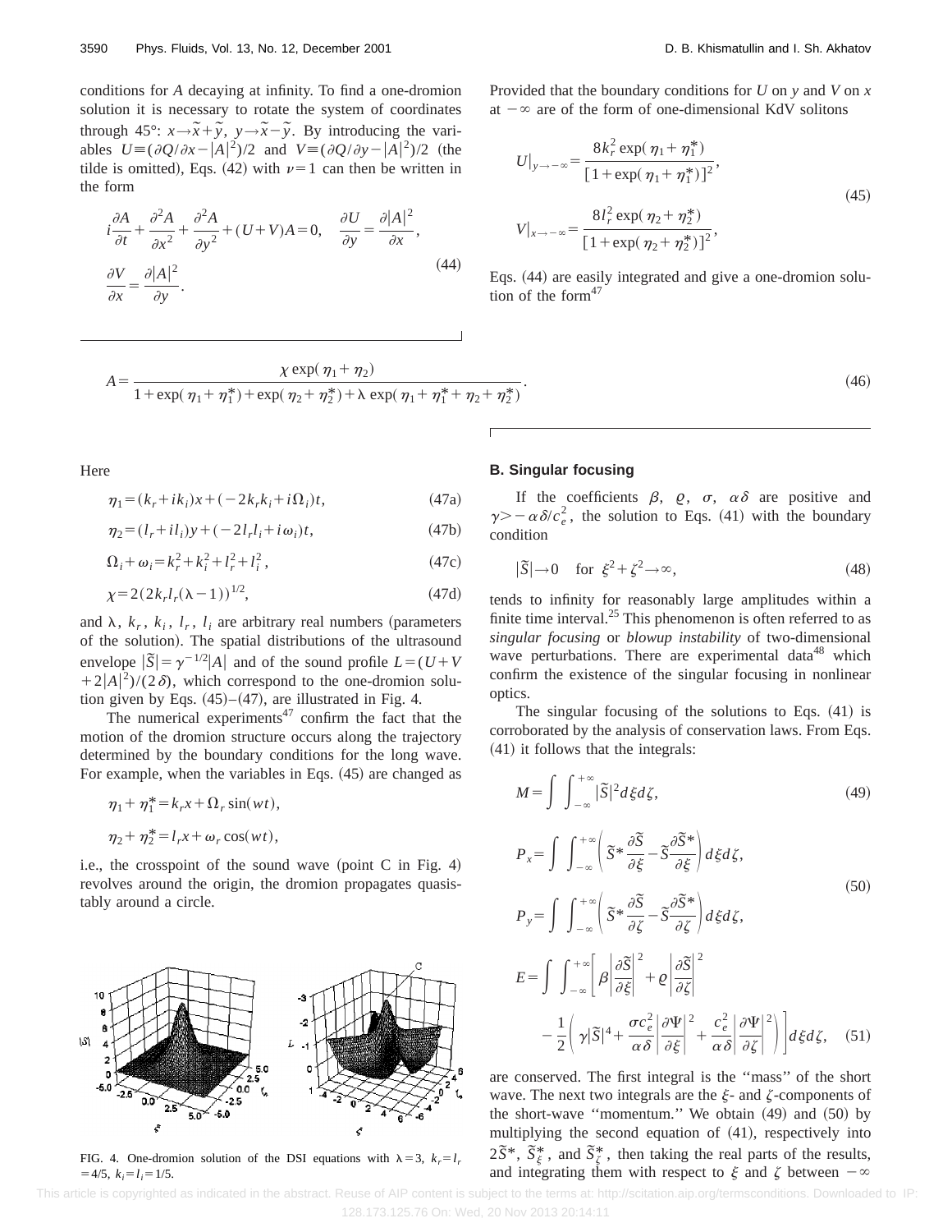conditions for $A$ decaying at infinity. To find a one-dromion solution it is necessary to rotate the system of coordinates through 45°: $x \to \tilde{x} + \tilde{y}$, $y \to \tilde{x} - \tilde{y}$. By introducing the variables $U \equiv (\partial Q/\partial x - |A|^2)/2$ and $V \equiv (\partial Q/\partial y - |A|^2)/2$ (the tilde is omitted), Eqs. (42) with $\nu = 1$ can then be written in the form

$$i\frac{\partial A}{\partial t} + \frac{\partial^2 A}{\partial x^2} + \frac{\partial^2 A}{\partial y^2} + (U+V)A = 0, \quad \frac{\partial U}{\partial y} = \frac{\partial |A|^2}{\partial x},$$
$$\frac{\partial V}{\partial x} = \frac{\partial |A|^2}{\partial y}. \tag{44}$$

Provided that the boundary conditions for $U$ on $y$ and $V$ on $x$ at $-\infty$ are of the form of one-dimensional KdV solitons

$$U|_{y \to -\infty} = \frac{8k_r^2 \exp(\eta_1 + \eta_1^*)}{[1 + \exp(\eta_1 + \eta_1^*)]^2},$$
$$V|_{x \to -\infty} = \frac{8l_r^2 \exp(\eta_2 + \eta_2^*)}{[1 + \exp(\eta_2 + \eta_2^*)]^2}, \tag{45}$$

Eqs. (44) are easily integrated and give a one-dromion solution of the form[47]

$$A = \frac{\chi \exp(\eta_1 + \eta_2)}{1 + \exp(\eta_1 + \eta_1^*) + \exp(\eta_2 + \eta_2^*) + \lambda \exp(\eta_1 + \eta_1^* + \eta_2 + \eta_2^*)}. \tag{46}$$

Here

$$\eta_1 = (k_r + ik_i)x + (-2k_r k_i + i\Omega_i)t, \tag{47a}$$

$$\eta_2 = (l_r + il_i)y + (-2l_r l_i + i\omega_i)t, \tag{47b}$$

$$\Omega_i + \omega_i = k_r^2 + k_i^2 + l_r^2 + l_i^2, \tag{47c}$$

$$\chi = 2(2k_r l_r(\lambda - 1))^{1/2}, \tag{47d}$$

and $\lambda$, $k_r$, $k_i$, $l_r$, $l_i$ are arbitrary real numbers (parameters of the solution). The spatial distributions of the ultrasound envelope $|\tilde{S}| = \gamma^{-1/2}|A|$ and of the sound profile $L = (U + V + 2|A|^2)/(2\delta)$, which correspond to the one-dromion solution given by Eqs. (45)–(47), are illustrated in Fig. 4.

The numerical experiments[47] confirm the fact that the motion of the dromion structure occurs along the trajectory determined by the boundary conditions for the long wave. For example, when the variables in Eqs. (45) are changed as

$$\eta_1 + \eta_1^* = k_r x + \Omega_r \sin(wt),$$

$$\eta_2 + \eta_2^* = l_r x + \omega_r \cos(wt),$$

i.e., the crosspoint of the sound wave (point C in Fig. 4) revolves around the origin, the dromion propagates quasistably around a circle.

FIG. 4. One-dromion solution of the DSI equations with $\lambda = 3$, $k_r = l_r = 4/5$, $k_i = l_i = 1/5$.

### B. Singular focusing

If the coefficients $\beta$, $\varrho$, $\sigma$, $\alpha\delta$ are positive and $\gamma > -\alpha\delta/c_e^2$, the solution to Eqs. (41) with the boundary condition

$$|\tilde{S}| \to 0 \quad \text{for } \xi^2 + \zeta^2 \to \infty, \tag{48}$$

tends to infinity for reasonably large amplitudes within a finite time interval.[25] This phenomenon is often referred to as *singular focusing* or *blowup instability* of two-dimensional wave perturbations. There are experimental data[48] which confirm the existence of the singular focusing in nonlinear optics.

The singular focusing of the solutions to Eqs. (41) is corroborated by the analysis of conservation laws. From Eqs. (41) it follows that the integrals:

$$M = \int \int_{-\infty}^{+\infty} |\tilde{S}|^2 d\xi d\zeta, \tag{49}$$

$$P_x = \int \int_{-\infty}^{+\infty} \left( \tilde{S}^* \frac{\partial \tilde{S}}{\partial \xi} - \tilde{S} \frac{\partial \tilde{S}^*}{\partial \xi} \right) d\xi d\zeta,$$
$$P_y = \int \int_{-\infty}^{+\infty} \left( \tilde{S}^* \frac{\partial \tilde{S}}{\partial \zeta} - \tilde{S} \frac{\partial \tilde{S}^*}{\partial \zeta} \right) d\xi d\zeta, \tag{50}$$

$$E = \int \int_{-\infty}^{+\infty} \left[ \beta \left| \frac{\partial \tilde{S}}{\partial \xi} \right|^2 + \varrho \left| \frac{\partial \tilde{S}}{\partial \zeta} \right|^2 - \frac{1}{2} \left( \gamma |\tilde{S}|^4 + \frac{\sigma c_e^2}{\alpha\delta} \left| \frac{\partial \Psi}{\partial \xi} \right|^2 + \frac{c_e^2}{\alpha\delta} \left| \frac{\partial \Psi}{\partial \zeta} \right|^2 \right) \right] d\xi d\zeta, \tag{51}$$

are conserved. The first integral is the "mass" of the short wave. The next two integrals are the $\xi$- and $\zeta$-components of the short-wave "momentum." We obtain (49) and (50) by multiplying the second equation of (41), respectively into $2\tilde{S}^*$, $\tilde{S}^*_\xi$, and $\tilde{S}^*_\zeta$, then taking the real parts of the results, and integrating them with respect to $\xi$ and $\zeta$ between $-\infty$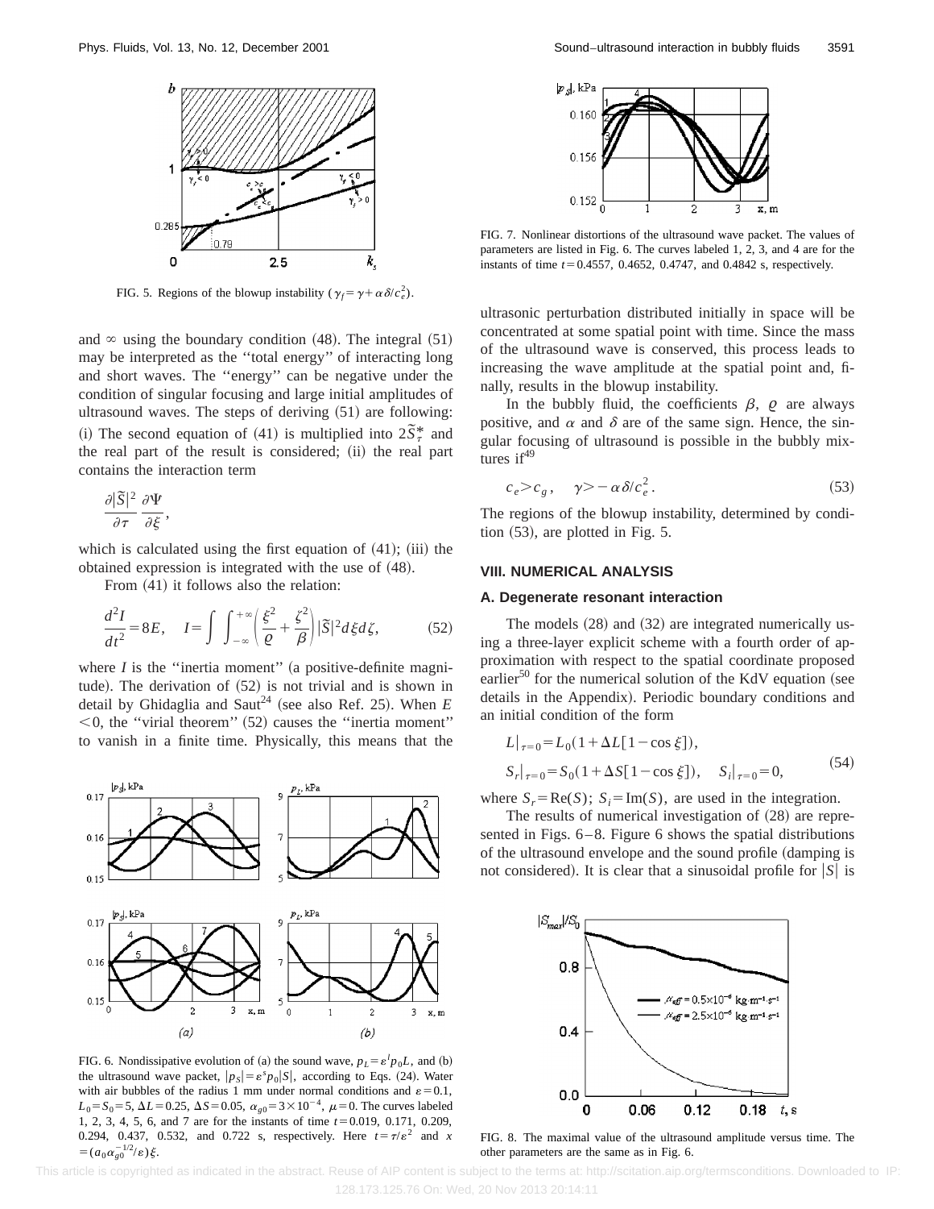FIG. 5. Regions of the blowup instability ($\gamma_f = \gamma + \alpha\delta/c_e^2$).

and $\infty$ using the boundary condition (48). The integral (51) may be interpreted as the "total energy" of interacting long and short waves. The "energy" can be negative under the condition of singular focusing and large initial amplitudes of ultrasound waves. The steps of deriving (51) are following: (i) The second equation of (41) is multiplied into $2\tilde{S}^*_\tau$ and the real part of the result is considered; (ii) the real part contains the interaction term

$$\frac{\partial |\tilde{S}|^2}{\partial \tau}\frac{\partial \Psi}{\partial \xi},$$

which is calculated using the first equation of (41); (iii) the obtained expression is integrated with the use of (48).

From (41) it follows also the relation:

$$\frac{d^2 I}{dt^2} = 8E, \quad I = \int\int_{-\infty}^{+\infty}\left(\frac{\xi^2}{\varrho} + \frac{\zeta^2}{\beta}\right)|\tilde{S}|^2 d\xi d\zeta, \tag{52}$$

where $I$ is the "inertia moment" (a positive-definite magnitude). The derivation of (52) is not trivial and is shown in detail by Ghidaglia and Saut[24] (see also Ref. 25). When $E < 0$, the "virial theorem" (52) causes the "inertia moment" to vanish in a finite time. Physically, this means that the ultrasonic perturbation distributed initially in space will be concentrated at some spatial point with time. Since the mass of the ultrasound wave is conserved, this process leads to increasing the wave amplitude at the spatial point and, finally, results in the blowup instability.

In the bubbly fluid, the coefficients $\beta$, $\varrho$ are always positive, and $\alpha$ and $\delta$ are of the same sign. Hence, the singular focusing of ultrasound is possible in the bubbly mixtures if[49]

$$c_e > c_g, \quad \gamma > -\alpha\delta/c_e^2. \tag{53}$$

The regions of the blowup instability, determined by condition (53), are plotted in Fig. 5.

FIG. 6. Nondissipative evolution of (a) the sound wave, $p_L = \varepsilon^l p_0 L$, and (b) the ultrasound wave packet, $|p_S| = \varepsilon^s p_0 |S|$, according to Eqs. (24). Water with air bubbles of the radius 1 mm under normal conditions and $\varepsilon = 0.1$, $L_0 = S_0 = 5$, $\Delta L = 0.25$, $\Delta S = 0.05$, $\alpha_{g0} = 3\times 10^{-4}$, $\mu = 0$. The curves labeled 1, 2, 3, 4, 5, 6, and 7 are for the instants of time $t = 0.019$, 0.171, 0.209, 0.294, 0.437, 0.532, and 0.722 s, respectively. Here $t = \tau/\varepsilon^2$ and $x = (a_0\alpha_{g0}^{-1/2}/\varepsilon)\xi$.

FIG. 7. Nonlinear distortions of the ultrasound wave packet. The values of parameters are listed in Fig. 6. The curves labeled 1, 2, 3, and 4 are for the instants of time $t = 0.4557$, 0.4652, 0.4747, and 0.4842 s, respectively.

## VIII. NUMERICAL ANALYSIS

### A. Degenerate resonant interaction

The models (28) and (32) are integrated numerically using a three-layer explicit scheme with a fourth order of approximation with respect to the spatial coordinate proposed earlier[50] for the numerical solution of the KdV equation (see details in the Appendix). Periodic boundary conditions and an initial condition of the form

$$\begin{aligned} L|_{\tau=0} &= L_0(1+\Delta L[1-\cos\xi]), \\ S_r|_{\tau=0} &= S_0(1+\Delta S[1-\cos\xi]), \quad S_i|_{\tau=0} = 0, \end{aligned} \tag{54}$$

where $S_r = \mathrm{Re}(S)$; $S_i = \mathrm{Im}(S)$, are used in the integration.

The results of numerical investigation of (28) are represented in Figs. 6–8. Figure 6 shows the spatial distributions of the ultrasound envelope and the sound profile (damping is not considered). It is clear that a sinusoidal profile for $|S|$ is

FIG. 8. The maximal value of the ultrasound amplitude versus time. The other parameters are the same as in Fig. 6.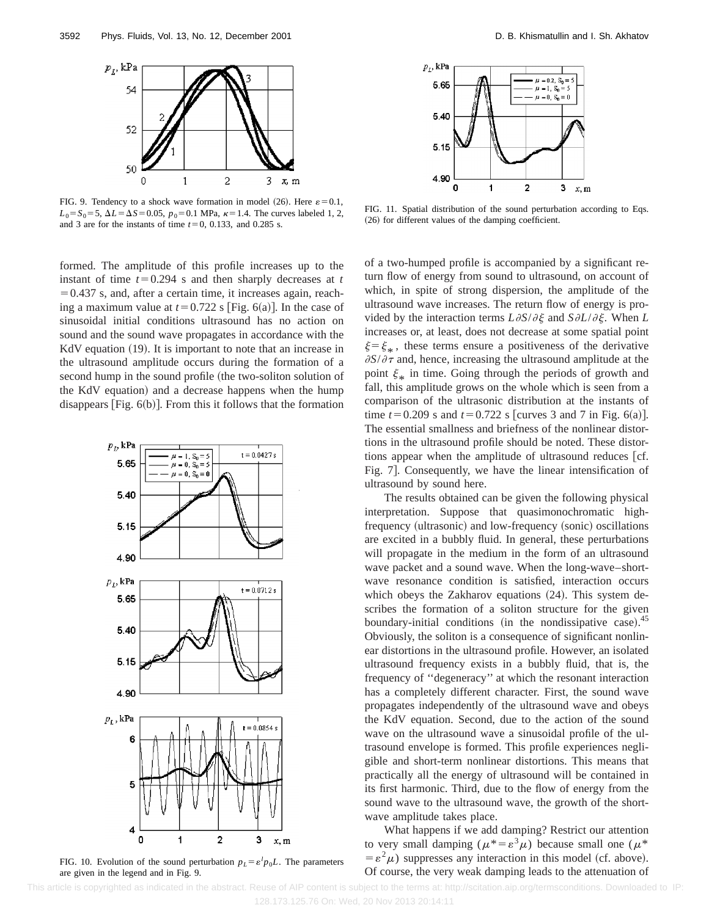FIG. 9. Tendency to a shock wave formation in model (26). Here $\varepsilon=0.1$, $L_0=S_0=5$, $\Delta L=\Delta S=0.05$, $p_0=0.1$ MPa, $\kappa=1.4$. The curves labeled 1, 2, and 3 are for the instants of time $t=0$, 0.133, and 0.285 s.

FIG. 11. Spatial distribution of the sound perturbation according to Eqs. (26) for different values of the damping coefficient.

formed. The amplitude of this profile increases up to the instant of time $t=0.294$ s and then sharply decreases at $t=0.437$ s, and, after a certain time, it increases again, reaching a maximum value at $t=0.722$ s [Fig. 6(a)]. In the case of sinusoidal initial conditions ultrasound has no action on sound and the sound wave propagates in accordance with the KdV equation (19). It is important to note that an increase in the ultrasound amplitude occurs during the formation of a second hump in the sound profile (the two-soliton solution of the KdV equation) and a decrease happens when the hump disappears [Fig. 6(b)]. From this it follows that the formation of a two-humped profile is accompanied by a significant return flow of energy from sound to ultrasound, on account of which, in spite of strong dispersion, the amplitude of the ultrasound wave increases. The return flow of energy is provided by the interaction terms $L\partial S/\partial\xi$ and $S\partial L/\partial\xi$. When $L$ increases or, at least, does not decrease at some spatial point $\xi=\xi_*$, these terms ensure a positiveness of the derivative $\partial S/\partial\tau$ and, hence, increasing the ultrasound amplitude at the point $\xi_*$ in time. Going through the periods of growth and fall, this amplitude grows on the whole which is seen from a comparison of the ultrasonic distribution at the instants of time $t=0.209$ s and $t=0.722$ s [curves 3 and 7 in Fig. 6(a)]. The essential smallness and briefness of the nonlinear distortions in the ultrasound profile should be noted. These distortions appear when the amplitude of ultrasound reduces [cf. Fig. 7]. Consequently, we have the linear intensification of ultrasound by sound here.

FIG. 10. Evolution of the sound perturbation $p_L=\varepsilon^l p_0 L$. The parameters are given in the legend and in Fig. 9.

The results obtained can be given the following physical interpretation. Suppose that quasimonochromatic high-frequency (ultrasonic) and low-frequency (sonic) oscillations are excited in a bubbly fluid. In general, these perturbations will propagate in the medium in the form of an ultrasound wave packet and a sound wave. When the long-wave–short-wave resonance condition is satisfied, interaction occurs which obeys the Zakharov equations (24). This system describes the formation of a soliton structure for the given boundary-initial conditions (in the nondissipative case).[45] Obviously, the soliton is a consequence of significant nonlinear distortions in the ultrasound profile. However, an isolated ultrasound frequency exists in a bubbly fluid, that is, the frequency of ''degeneracy'' at which the resonant interaction has a completely different character. First, the sound wave propagates independently of the ultrasound wave and obeys the KdV equation. Second, due to the action of the sound wave on the ultrasound wave a sinusoidal profile of the ultrasound envelope is formed. This profile experiences negligible and short-term nonlinear distortions. This means that practically all the energy of ultrasound will be contained in its first harmonic. Third, due to the flow of energy from the sound wave to the ultrasound wave, the growth of the short-wave amplitude takes place.

What happens if we add damping? Restrict our attention to very small damping ($\mu^*=\varepsilon^3\mu$) because small one ($\mu^*=\varepsilon^2\mu$) suppresses any interaction in this model (cf. above). Of course, the very weak damping leads to the attenuation of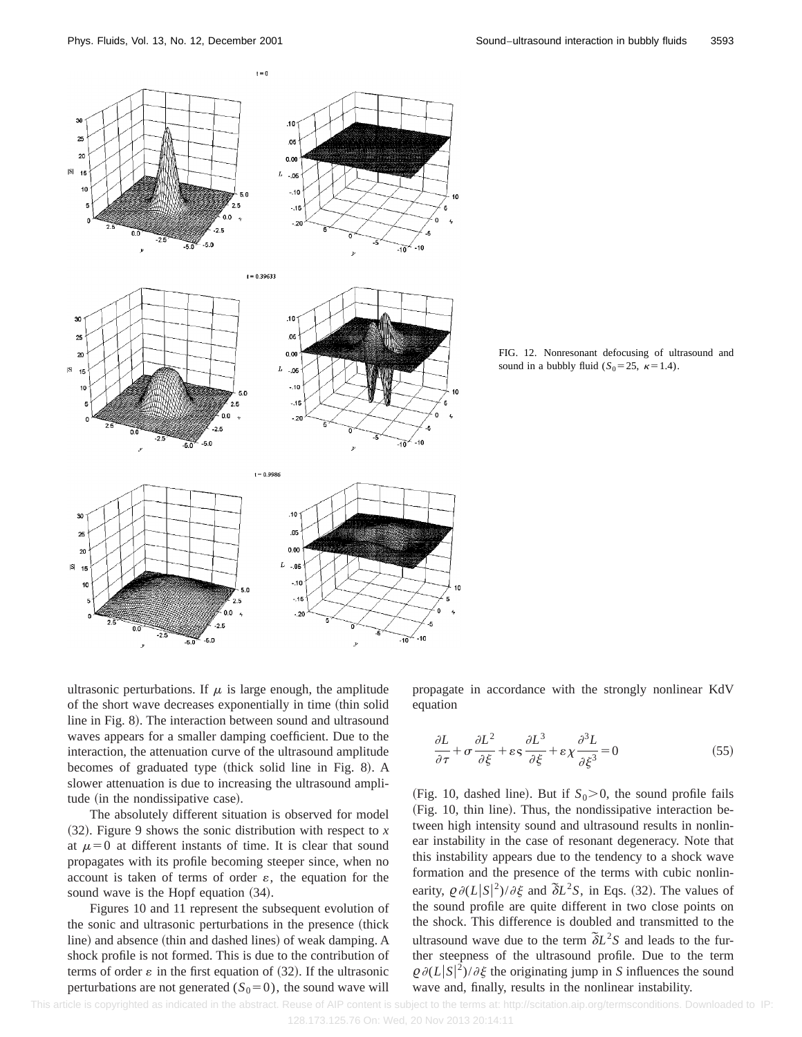FIG. 12. Nonresonant defocusing of ultrasound and sound in a bubbly fluid ($S_0 = 25$, $\kappa = 1.4$).

ultrasonic perturbations. If $\mu$ is large enough, the amplitude of the short wave decreases exponentially in time (thin solid line in Fig. 8). The interaction between sound and ultrasound waves appears for a smaller damping coefficient. Due to the interaction, the attenuation curve of the ultrasound amplitude becomes of graduated type (thick solid line in Fig. 8). A slower attenuation is due to increasing the ultrasound amplitude (in the nondissipative case).

The absolutely different situation is observed for model (32). Figure 9 shows the sonic distribution with respect to $x$ at $\mu = 0$ at different instants of time. It is clear that sound propagates with its profile becoming steeper since, when no account is taken of terms of order $\varepsilon$, the equation for the sound wave is the Hopf equation (34).

Figures 10 and 11 represent the subsequent evolution of the sonic and ultrasonic perturbations in the presence (thick line) and absence (thin and dashed lines) of weak damping. A shock profile is not formed. This is due to the contribution of terms of order $\varepsilon$ in the first equation of (32). If the ultrasonic perturbations are not generated ($S_0 = 0$), the sound wave will propagate in accordance with the strongly nonlinear KdV equation

$$\frac{\partial L}{\partial \tau} + \sigma \frac{\partial L^2}{\partial \xi} + \varepsilon \varsigma \frac{\partial L^3}{\partial \xi} + \varepsilon \chi \frac{\partial^3 L}{\partial \xi^3} = 0 \tag{55}$$

(Fig. 10, dashed line). But if $S_0 > 0$, the sound profile fails (Fig. 10, thin line). Thus, the nondissipative interaction between high intensity sound and ultrasound results in nonlinear instability in the case of resonant degeneracy. Note that this instability appears due to the tendency to a shock wave formation and the presence of the terms with cubic nonlinearity, $\varrho \partial (L|S|^2)/\partial \xi$ and $\tilde{\delta} L^2 S$, in Eqs. (32). The values of the sound profile are quite different in two close points on the shock. This difference is doubled and transmitted to the ultrasound wave due to the term $\tilde{\delta} L^2 S$ and leads to the further steepness of the ultrasound profile. Due to the term $\varrho \partial (L|S|^2)/\partial \xi$ the originating jump in $S$ influences the sound wave and, finally, results in the nonlinear instability.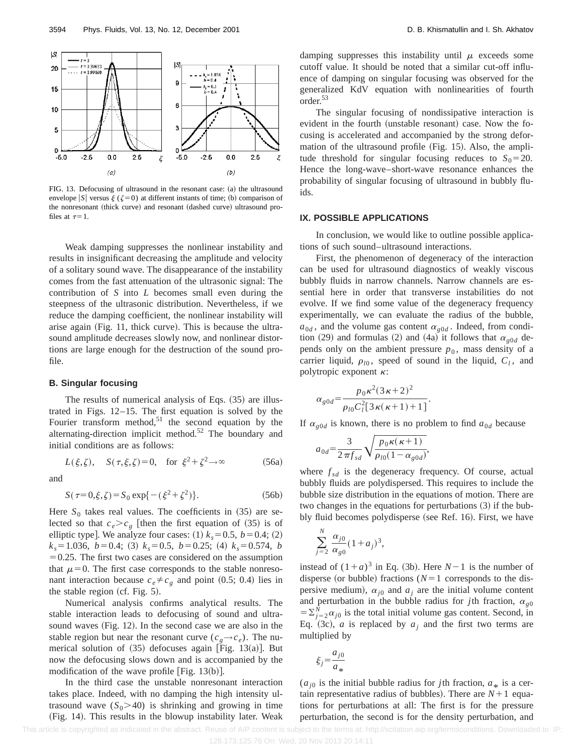FIG. 13. Defocusing of ultrasound in the resonant case: (a) the ultrasound envelope $|S|$ versus $\xi$ ($\zeta=0$) at different instants of time; (b) comparison of the nonresonant (thick curve) and resonant (dashed curve) ultrasound profiles at $\tau=1$.

Weak damping suppresses the nonlinear instability and results in insignificant decreasing the amplitude and velocity of a solitary sound wave. The disappearance of the instability comes from the fast attenuation of the ultrasonic signal: The contribution of $S$ into $L$ becomes small even during the steepness of the ultrasonic distribution. Nevertheless, if we reduce the damping coefficient, the nonlinear instability will arise again (Fig. 11, thick curve). This is because the ultrasound amplitude decreases slowly now, and nonlinear distortions are large enough for the destruction of the sound profile.

### B. Singular focusing

The results of numerical analysis of Eqs. (35) are illustrated in Figs. 12–15. The first equation is solved by the Fourier transform method,[51] the second equation by the alternating-direction implicit method.[52] The boundary and initial conditions are as follows:

$$L(\xi,\zeta), \quad S(\tau,\xi,\zeta)=0, \quad \text{for } \xi^2+\zeta^2\to\infty \tag{56a}$$

and

$$S(\tau=0,\xi,\zeta)=S_0\exp\{-(\xi^2+\zeta^2)\}. \tag{56b}$$

Here $S_0$ takes real values. The coefficients in (35) are selected so that $c_e>c_g$ [then the first equation of (35) is of elliptic type]. We analyze four cases: (1) $k_s=0.5$, $b=0.4$; (2) $k_s=1.036$, $b=0.4$; (3) $k_s=0.5$, $b=0.25$; (4) $k_s=0.574$, $b=0.25$. The first two cases are considered on the assumption that $\mu=0$. The first case corresponds to the stable nonresonant interaction because $c_e\neq c_g$ and point (0.5; 0.4) lies in the stable region (cf. Fig. 5).

Numerical analysis confirms analytical results. The stable interaction leads to defocusing of sound and ultrasound waves (Fig. 12). In the second case we are also in the stable region but near the resonant curve ($c_g\to c_e$). The numerical solution of (35) defocuses again [Fig. 13(a)]. But now the defocusing slows down and is accompanied by the modification of the wave profile [Fig. 13(b)].

In the third case the unstable nonresonant interaction takes place. Indeed, with no damping the high intensity ultrasound wave ($S_0>40$) is shrinking and growing in time (Fig. 14). This results in the blowup instability later. Weak damping suppresses this instability until $\mu$ exceeds some cutoff value. It should be noted that a similar cut-off influence of damping on singular focusing was observed for the generalized KdV equation with nonlinearities of fourth order.[53]

The singular focusing of nondissipative interaction is evident in the fourth (unstable resonant) case. Now the focusing is accelerated and accompanied by the strong deformation of the ultrasound profile (Fig. 15). Also, the amplitude threshold for singular focusing reduces to $S_0=20$. Hence the long-wave–short-wave resonance enhances the probability of singular focusing of ultrasound in bubbly fluids.

## IX. POSSIBLE APPLICATIONS

In conclusion, we would like to outline possible applications of such sound–ultrasound interactions.

First, the phenomenon of degeneracy of the interaction can be used for ultrasound diagnostics of weakly viscous bubbly fluids in narrow channels. Narrow channels are essential here in order that transverse instabilities do not evolve. If we find some value of the degeneracy frequency experimentally, we can evaluate the radius of the bubble, $a_{0d}$, and the volume gas content $\alpha_{g0d}$. Indeed, from condition (29) and formulas (2) and (4a) it follows that $\alpha_{g0d}$ depends only on the ambient pressure $p_0$, mass density of a carrier liquid, $\rho_{l0}$, speed of sound in the liquid, $C_l$, and polytropic exponent $\kappa$:

$$\alpha_{g0d}=\frac{p_0\kappa^2(3\kappa+2)^2}{\rho_{l0}C_l^2[3\kappa(\kappa+1)+1]}.$$

If $\alpha_{g0d}$ is known, there is no problem to find $a_{0d}$ because

$$a_{0d}=\frac{3}{2\pi f_{sd}}\sqrt{\frac{p_0\kappa(\kappa+1)}{\rho_{l0}(1-\alpha_{g0d})}},$$

where $f_{sd}$ is the degeneracy frequency. Of course, actual bubbly fluids are polydispersed. This requires to include the bubble size distribution in the equations of motion. There are two changes in the equations for perturbations (3) if the bubbly fluid becomes polydisperse (see Ref. 16). First, we have

$$\sum_{j=2}^{N}\frac{\alpha_{j0}}{\alpha_{g0}}(1+a_j)^3,$$

instead of $(1+a)^3$ in Eq. (3b). Here $N-1$ is the number of disperse (or bubble) fractions ($N=1$ corresponds to the dispersive medium), $\alpha_{j0}$ and $a_j$ are the initial volume content and perturbation in the bubble radius for $j$th fraction, $\alpha_{g0}=\sum_{j=2}^{N}\alpha_{j0}$ is the total initial volume gas content. Second, in Eq. (3c), $a$ is replaced by $a_j$ and the first two terms are multiplied by

$$\xi_j=\frac{a_{j0}}{a_*}$$

($a_{j0}$ is the initial bubble radius for $j$th fraction, $a_*$ is a certain representative radius of bubbles). There are $N+1$ equations for perturbations at all: The first is for the pressure perturbation, the second is for the density perturbation, and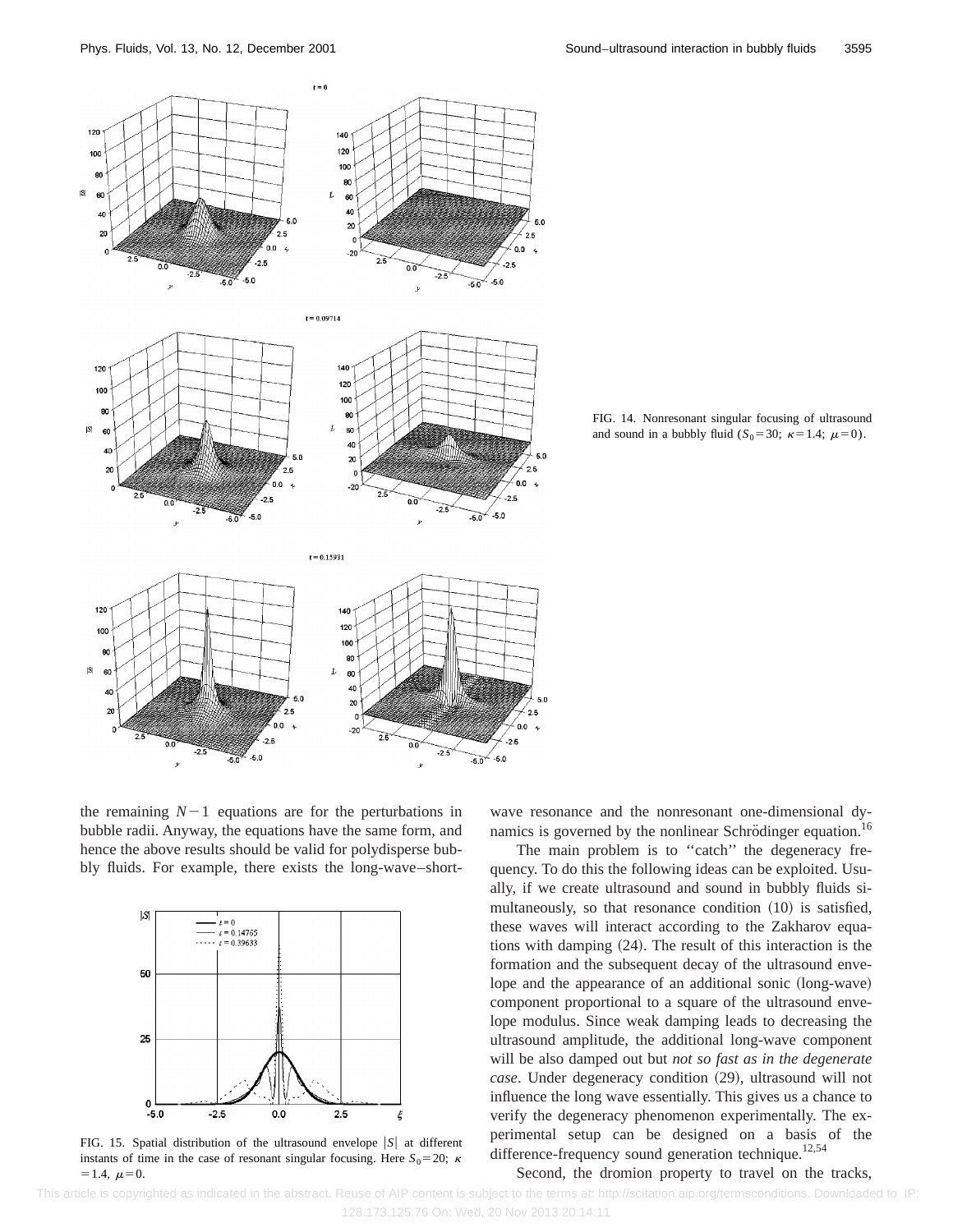FIG. 14. Nonresonant singular focusing of ultrasound and sound in a bubbly fluid ($S_0=30$; $\kappa=1.4$; $\mu=0$).

the remaining $N-1$ equations are for the perturbations in bubble radii. Anyway, the equations have the same form, and hence the above results should be valid for polydisperse bubbly fluids. For example, there exists the long-wave–short-wave resonance and the nonresonant one-dimensional dynamics is governed by the nonlinear Schrödinger equation.[16]

FIG. 15. Spatial distribution of the ultrasound envelope $|S|$ at different instants of time in the case of resonant singular focusing. Here $S_0=20$; $\kappa=1.4$, $\mu=0$.

The main problem is to ''catch'' the degeneracy frequency. To do this the following ideas can be exploited. Usually, if we create ultrasound and sound in bubbly fluids simultaneously, so that resonance condition (10) is satisfied, these waves will interact according to the Zakharov equations with damping (24). The result of this interaction is the formation and the subsequent decay of the ultrasound envelope and the appearance of an additional sonic (long-wave) component proportional to a square of the ultrasound envelope modulus. Since weak damping leads to decreasing the ultrasound amplitude, the additional long-wave component will be also damped out but *not so fast as in the degenerate case*. Under degeneracy condition (29), ultrasound will not influence the long wave essentially. This gives us a chance to verify the degeneracy phenomenon experimentally. The experimental setup can be designed on a basis of the difference-frequency sound generation technique.[12,54]

Second, the dromion property to travel on the tracks,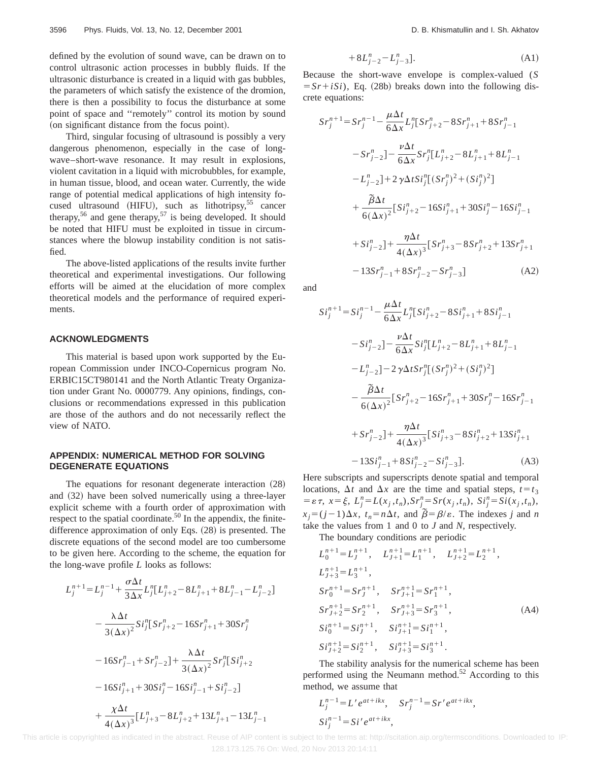defined by the evolution of sound wave, can be drawn on to control ultrasonic action processes in bubbly fluids. If the ultrasonic disturbance is created in a liquid with gas bubbles, the parameters of which satisfy the existence of the dromion, there is then a possibility to focus the disturbance at some point of space and ''remotely'' control its motion by sound (on significant distance from the focus point).

Third, singular focusing of ultrasound is possibly a very dangerous phenomenon, especially in the case of long-wave–short-wave resonance. It may result in explosions, violent cavitation in a liquid with microbubbles, for example, in human tissue, blood, and ocean water. Currently, the wide range of potential medical applications of high intensity focused ultrasound (HIFU), such as lithotripsy,[55] cancer therapy,[56] and gene therapy,[57] is being developed. It should be noted that HIFU must be exploited in tissue in circumstances where the blowup instability condition is not satisfied.

The above-listed applications of the results invite further theoretical and experimental investigations. Our following efforts will be aimed at the elucidation of more complex theoretical models and the performance of required experiments.

## ACKNOWLEDGMENTS

This material is based upon work supported by the European Commission under INCO-Copernicus program No. ERBIC15CT980141 and the North Atlantic Treaty Organization under Grant No. 0000779. Any opinions, findings, conclusions or recommendations expressed in this publication are those of the authors and do not necessarily reflect the view of NATO.

## APPENDIX: NUMERICAL METHOD FOR SOLVING DEGENERATE EQUATIONS

The equations for resonant degenerate interaction (28) and (32) have been solved numerically using a three-layer explicit scheme with a fourth order of approximation with respect to the spatial coordinate.[50] In the appendix, the finite-difference approximation of only Eqs. (28) is presented. The discrete equations of the second model are too cumbersome to be given here. According to the scheme, the equation for the long-wave profile $L$ looks as follows:

$$
\begin{aligned}
L_j^{n+1} = {} & L_j^{n-1} + \frac{\sigma \Delta t}{3\Delta x} L_j^n [L_{j+2}^n - 8L_{j+1}^n + 8L_{j-1}^n - L_{j-2}^n] \\
& - \frac{\lambda \Delta t}{3(\Delta x)^2} Si_j^n [Sr_{j+2}^n - 16Sr_{j+1}^n + 30Sr_j^n \\
& - 16Sr_{j-1}^n + Sr_{j-2}^n] + \frac{\lambda \Delta t}{3(\Delta x)^2} Sr_j^n [Si_{j+2}^n \\
& - 16Si_{j+1}^n + 30Si_j^n - 16Si_{j-1}^n + Si_{j-2}^n] \\
& + \frac{\chi \Delta t}{4(\Delta x)^3} [L_{j+3}^n - 8L_{j+2}^n + 13L_{j+1}^n - 13L_{j-1}^n \\
& + 8L_{j-2}^n - L_{j-3}^n].
\end{aligned} \tag{A1}
$$

Because the short-wave envelope is complex-valued ($S = Sr + iSi$), Eq. (28b) breaks down into the following discrete equations:

$$
\begin{aligned}
Sr_j^{n+1} = {} & Sr_j^{n-1} - \frac{\mu \Delta t}{6\Delta x} L_j^n [Sr_{j+2}^n - 8Sr_{j+1}^n + 8Sr_{j-1}^n \\
& - Sr_{j-2}^n] - \frac{\nu \Delta t}{6\Delta x} Sr_j^n [L_{j+2}^n - 8L_{j+1}^n + 8L_{j-1}^n \\
& - L_{j-2}^n] + 2\gamma \Delta t Si_j^n [(Sr_j^n)^2 + (Si_j^n)^2] \\
& + \frac{\tilde{\beta} \Delta t}{6(\Delta x)^2} [Si_{j+2}^n - 16Si_{j+1}^n + 30Si_j^n - 16Si_{j-1}^n \\
& + Si_{j-2}^n] + \frac{\eta \Delta t}{4(\Delta x)^3} [Sr_{j+3}^n - 8Sr_{j+2}^n + 13Sr_{j+1}^n \\
& - 13Sr_{j-1}^n + 8Sr_{j-2}^n - Sr_{j-3}^n]
\end{aligned} \tag{A2}
$$

and

$$
\begin{aligned}
Si_j^{n+1} = {} & Si_j^{n-1} - \frac{\mu \Delta t}{6\Delta x} L_j^n [Si_{j+2}^n - 8Si_{j+1}^n + 8Si_{j-1}^n \\
& - Si_{j-2}^n] - \frac{\nu \Delta t}{6\Delta x} Si_j^n [L_{j+2}^n - 8L_{j+1}^n + 8L_{j-1}^n \\
& - L_{j-2}^n] - 2\gamma \Delta t Sr_j^n [(Sr_j^n)^2 + (Si_j^n)^2] \\
& - \frac{\tilde{\beta} \Delta t}{6(\Delta x)^2} [Sr_{j+2}^n - 16Sr_{j+1}^n + 30Sr_j^n - 16Sr_{j-1}^n \\
& + Sr_{j-2}^n] + \frac{\eta \Delta t}{4(\Delta x)^3} [Si_{j+3}^n - 8Si_{j+2}^n + 13Si_{j+1}^n \\
& - 13Si_{j-1}^n + 8Si_{j-2}^n - Si_{j-3}^n].
\end{aligned} \tag{A3}
$$

Here subscripts and superscripts denote spatial and temporal locations, $\Delta t$ and $\Delta x$ are the time and spatial steps, $t = t_3 = \varepsilon \tau$, $x = \xi$, $L_j^n = L(x_j, t_n)$, $Sr_j^n = Sr(x_j, t_n)$, $Si_j^n = Si(x_j, t_n)$, $x_j = (j-1)\Delta x$, $t_n = n\Delta t$, and $\tilde{\beta} = \beta/\varepsilon$. The indexes $j$ and $n$ take the values from 1 and 0 to $J$ and $N$, respectively.

The boundary conditions are periodic

$$
\begin{aligned}
& L_0^{n+1} = L_J^{n+1}, \quad L_{J+1}^{n+1} = L_1^{n+1}, \quad L_{J+2}^{n+1} = L_2^{n+1}, \\
& L_{J+3}^{n+1} = L_3^{n+1}, \\
& Sr_0^{n+1} = Sr_J^{n+1}, \quad Sr_{J+1}^{n+1} = Sr_1^{n+1}, \\
& Sr_{J+2}^{n+1} = Sr_2^{n+1}, \quad Sr_{J+3}^{n+1} = Sr_3^{n+1}, \\
& Si_0^{n+1} = Si_J^{n+1}, \quad Si_{J+1}^{n+1} = Si_1^{n+1}, \\
& Si_{J+2}^{n+1} = Si_2^{n+1}, \quad Si_{J+3}^{n+1} = Si_3^{n+1}.
\end{aligned} \tag{A4}
$$

The stability analysis for the numerical scheme has been performed using the Neumann method.[52] According to this method, we assume that

$$
L_j^{n-1} = L' e^{at + ikx}, \quad Sr_j^{n-1} = Sr' e^{at + ikx},
$$

$$
Si_j^{n-1} = Si' e^{at + ikx},
$$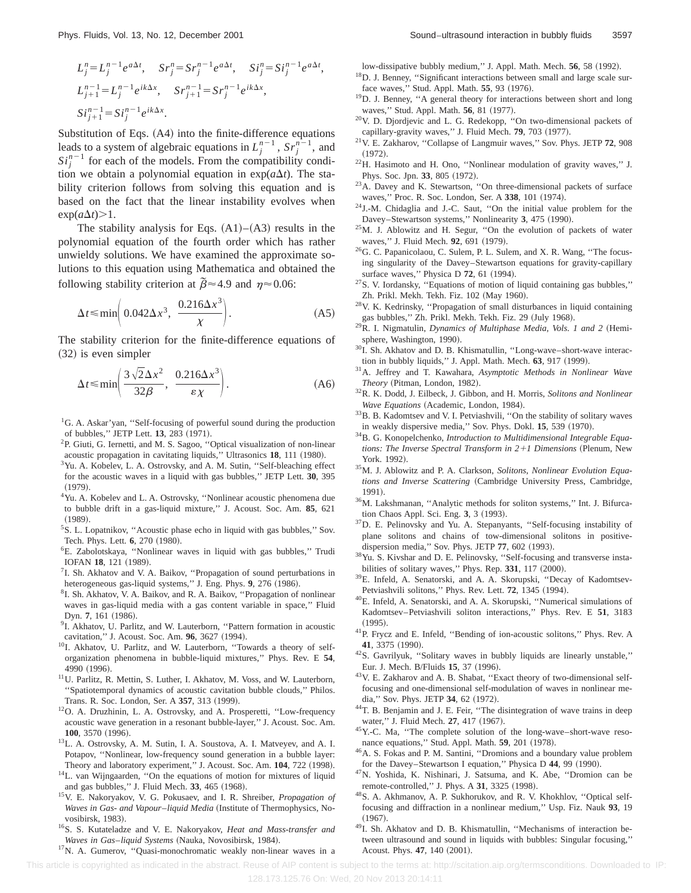$$L_j^n = L_j^{n-1} e^{a\Delta t}, \quad Sr_j^n = Sr_j^{n-1} e^{a\Delta t}, \quad Si_j^n = Si_j^{n-1} e^{a\Delta t},$$
$$L_{j+1}^{n-1} = L_j^{n-1} e^{ik\Delta x}, \quad Sr_{j+1}^{n-1} = Sr_j^{n-1} e^{ik\Delta x},$$
$$Si_{j+1}^{n-1} = Si_j^{n-1} e^{ik\Delta x}.$$

Substitution of Eqs. (A4) into the finite-difference equations leads to a system of algebraic equations in $L_j^{n-1}$, $Sr_j^{n-1}$, and $Si_j^{n-1}$ for each of the models. From the compatibility condition we obtain a polynomial equation in $\exp(a\Delta t)$. The stability criterion follows from solving this equation and is based on the fact that the linear instability evolves when $\exp(a\Delta t)>1$.

The stability analysis for Eqs. (A1)–(A3) results in the polynomial equation of the fourth order which has rather unwieldy solutions. We have examined the approximate solutions to this equation using Mathematica and obtained the following stability criterion at $\tilde{\beta}\approx 4.9$ and $\eta \approx 0.06$:

$$\Delta t \leq \min\left( 0.042\Delta x^3, \ \frac{0.216\Delta x^3}{\chi} \right). \tag{A5}$$

The stability criterion for the finite-difference equations of (32) is even simpler

$$\Delta t \leq \min\left( \frac{3\sqrt{2}\Delta x^2}{32\beta}, \ \frac{0.216\Delta x^3}{\varepsilon \chi} \right). \tag{A6}$$

[1] G. A. Askar'yan, "Self-focusing of powerful sound during the production of bubbles," JETP Lett. **13**, 283 (1971).
[2] P. Giuti, G. Iernetti, and M. S. Sagoo, "Optical visualization of non-linear acoustic propagation in cavitating liquids," Ultrasonics **18**, 111 (1980).
[3] Yu. A. Kobelev, L. A. Ostrovsky, and A. M. Sutin, "Self-bleaching effect for the acoustic waves in a liquid with gas bubbles," JETP Lett. **30**, 395 (1979).
[4] Yu. A. Kobelev and L. A. Ostrovsky, "Nonlinear acoustic phenomena due to bubble drift in a gas-liquid mixture," J. Acoust. Soc. Am. **85**, 621 (1989).
[5] S. L. Lopatnikov, "Acoustic phase echo in liquid with gas bubbles," Sov. Tech. Phys. Lett. **6**, 270 (1980).
[6] E. Zabolotskaya, "Nonlinear waves in liquid with gas bubbles," Trudi IOFAN **18**, 121 (1989).
[7] I. Sh. Akhatov and V. A. Baikov, "Propagation of sound perturbations in heterogeneous gas-liquid systems," J. Eng. Phys. **9**, 276 (1986).
[8] I. Sh. Akhatov, V. A. Baikov, and R. A. Baikov, "Propagation of nonlinear waves in gas-liquid media with a gas content variable in space," Fluid Dyn. **7**, 161 (1986).
[9] I. Akhatov, U. Parlitz, and W. Lauterborn, "Pattern formation in acoustic cavitation," J. Acoust. Soc. Am. **96**, 3627 (1994).
[10] I. Akhatov, U. Parlitz, and W. Lauterborn, "Towards a theory of self-organization phenomena in bubble-liquid mixtures," Phys. Rev. E **54**, 4990 (1996).
[11] U. Parlitz, R. Mettin, S. Luther, I. Akhatov, M. Voss, and W. Lauterborn, "Spatiotemporal dynamics of acoustic cavitation bubble clouds," Philos. Trans. R. Soc. London, Ser. A **357**, 313 (1999).
[12] O. A. Druzhinin, L. A. Ostrovsky, and A. Prosperetti, "Low-frequency acoustic wave generation in a resonant bubble-layer," J. Acoust. Soc. Am. **100**, 3570 (1996).
[13] L. A. Ostrovsky, A. M. Sutin, I. A. Soustova, A. I. Matveyev, and A. I. Potapov, "Nonlinear, low-frequency sound generation in a bubble layer: Theory and laboratory experiment," J. Acoust. Soc. Am. **104**, 722 (1998).
[14] L. van Wijngaarden, "On the equations of motion for mixtures of liquid and gas bubbles," J. Fluid Mech. **33**, 465 (1968).
[15] V. E. Nakoryakov, V. G. Pokusaev, and I. R. Shreiber, *Propagation of Waves in Gas- and Vapour–liquid Media* (Institute of Thermophysics, Novosibirsk, 1983).
[16] S. S. Kutateladze and V. E. Nakoryakov, *Heat and Mass-transfer and Waves in Gas–liquid Systems* (Nauka, Novosibirsk, 1984).
[17] N. A. Gumerov, "Quasi-monochromatic weakly non-linear waves in a low-dissipative bubbly medium," J. Appl. Math. Mech. **56**, 58 (1992).
[18] D. J. Benney, "Significant interactions between small and large scale surface waves," Stud. Appl. Math. **55**, 93 (1976).
[19] D. J. Benney, "A general theory for interactions between short and long waves," Stud. Appl. Math. **56**, 81 (1977).
[20] V. D. Djordjevic and L. G. Redekopp, "On two-dimensional packets of capillary-gravity waves," J. Fluid Mech. **79**, 703 (1977).
[21] V. E. Zakharov, "Collapse of Langmuir waves," Sov. Phys. JETP **72**, 908 (1972).
[22] H. Hasimoto and H. Ono, "Nonlinear modulation of gravity waves," J. Phys. Soc. Jpn. **33**, 805 (1972).
[23] A. Davey and K. Stewartson, "On three-dimensional packets of surface waves," Proc. R. Soc. London, Ser. A **338**, 101 (1974).
[24] J.-M. Chidaglia and J.-C. Saut, "On the initial value problem for the Davey–Stewartson systems," Nonlinearity **3**, 475 (1990).
[25] M. J. Ablowitz and H. Segur, "On the evolution of packets of water waves," J. Fluid Mech. **92**, 691 (1979).
[26] G. C. Papanicolaou, C. Sulem, P. L. Sulem, and X. R. Wang, "The focusing singularity of the Davey–Stewartson equations for gravity-capillary surface waves," Physica D **72**, 61 (1994).
[27] S. V. Iordansky, "Equations of motion of liquid containing gas bubbles," Zh. Prikl. Mekh. Tekh. Fiz. 102 (May 1960).
[28] V. K. Kedrinsky, "Propagation of small disturbances in liquid containing gas bubbles," Zh. Prikl. Mekh. Tekh. Fiz. 29 (July 1968).
[29] R. I. Nigmatulin, *Dynamics of Multiphase Media, Vols. 1 and 2* (Hemisphere, Washington, 1990).
[30] I. Sh. Akhatov and D. B. Khismatullin, "Long-wave–short-wave interaction in bubbly liquids," J. Appl. Math. Mech. **63**, 917 (1999).
[31] A. Jeffrey and T. Kawahara, *Asymptotic Methods in Nonlinear Wave Theory* (Pitman, London, 1982).
[32] R. K. Dodd, J. Eilbeck, J. Gibbon, and H. Morris, *Solitons and Nonlinear Wave Equations* (Academic, London, 1984).
[33] B. B. Kadomtsev and V. I. Petviashvili, "On the stability of solitary waves in weakly dispersive media," Sov. Phys. Dokl. **15**, 539 (1970).
[34] B. G. Konopelchenko, *Introduction to Multidimensional Integrable Equations: The Inverse Spectral Transform in 2+1 Dimensions* (Plenum, New York. 1992).
[35] M. J. Ablowitz and P. A. Clarkson, *Solitons, Nonlinear Evolution Equations and Inverse Scattering* (Cambridge University Press, Cambridge, 1991).
[36] M. Lakshmanan, "Analytic methods for soliton systems," Int. J. Bifurcation Chaos Appl. Sci. Eng. **3**, 3 (1993).
[37] D. E. Pelinovsky and Yu. A. Stepanyants, "Self-focusing instability of plane solitons and chains of tow-dimensional solitons in positive-dispersion media," Sov. Phys. JETP **77**, 602 (1993).
[38] Yu. S. Kivshar and D. E. Pelinovsky, "Self-focusing and transverse instabilities of solitary waves," Phys. Rep. **331**, 117 (2000).
[39] E. Infeld, A. Senatorski, and A. A. Skorupski, "Decay of Kadomtsev-Petviashvili solitons," Phys. Rev. Lett. **72**, 1345 (1994).
[40] E. Infeld, A. Senatorski, and A. A. Skorupski, "Numerical simulations of Kadomtsev–Petviashvili soliton interactions," Phys. Rev. E **51**, 3183 (1995).
[41] P. Frycz and E. Infeld, "Bending of ion-acoustic solitons," Phys. Rev. A **41**, 3375 (1990).
[42] S. Gavrilyuk, "Solitary waves in bubbly liquids are linearly unstable," Eur. J. Mech. B/Fluids **15**, 37 (1996).
[43] V. E. Zakharov and A. B. Shabat, "Exact theory of two-dimensional self-focusing and one-dimensional self-modulation of waves in nonlinear media," Sov. Phys. JETP **34**, 62 (1972).
[44] T. B. Benjamin and J. E. Feir, "The disintegration of wave trains in deep water," J. Fluid Mech. **27**, 417 (1967).
[45] Y.-C. Ma, "The complete solution of the long-wave–short-wave resonance equations," Stud. Appl. Math. **59**, 201 (1978).
[46] A. S. Fokas and P. M. Santini, "Dromions and a boundary value problem for the Davey–Stewartson I equation," Physica D **44**, 99 (1990).
[47] N. Yoshida, K. Nishinari, J. Satsuma, and K. Abe, "Dromion can be remote-controlled," J. Phys. A **31**, 3325 (1998).
[48] S. A. Akhmanov, A. P. Sukhorukov, and R. V. Khokhlov, "Optical self-focusing and diffraction in a nonlinear medium," Usp. Fiz. Nauk **93**, 19 (1967).
[49] I. Sh. Akhatov and D. B. Khismatullin, "Mechanisms of interaction between ultrasound and sound in liquids with bubbles: Singular focusing," Acoust. Phys. **47**, 140 (2001).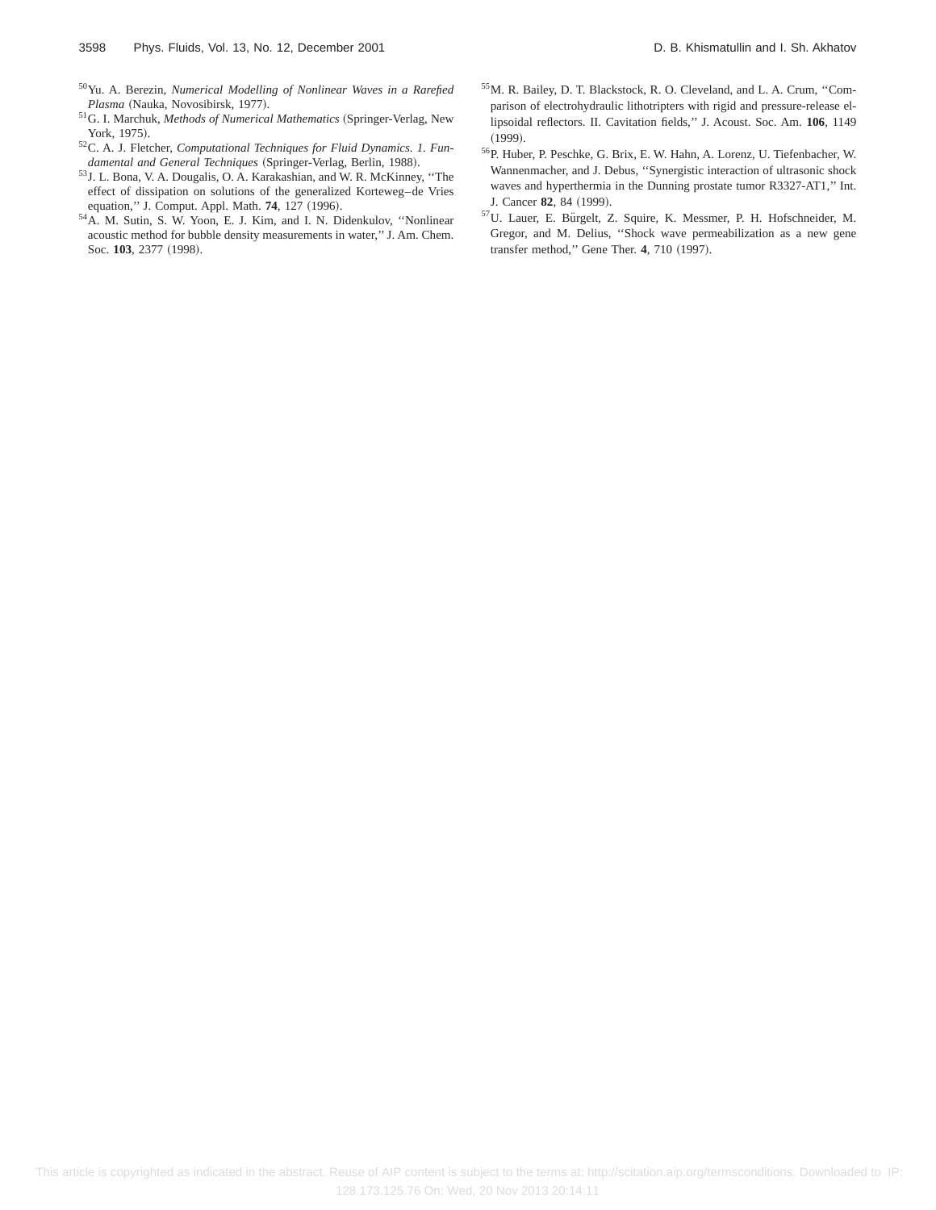[50] Yu. A. Berezin, *Numerical Modelling of Nonlinear Waves in a Rarefied Plasma* (Nauka, Novosibirsk, 1977).

[51] G. I. Marchuk, *Methods of Numerical Mathematics* (Springer-Verlag, New York, 1975).

[52] C. A. J. Fletcher, *Computational Techniques for Fluid Dynamics. 1. Fundamental and General Techniques* (Springer-Verlag, Berlin, 1988).

[53] J. L. Bona, V. A. Dougalis, O. A. Karakashian, and W. R. McKinney, ''The effect of dissipation on solutions of the generalized Korteweg–de Vries equation,'' J. Comput. Appl. Math. **74**, 127 (1996).

[54] A. M. Sutin, S. W. Yoon, E. J. Kim, and I. N. Didenkulov, ''Nonlinear acoustic method for bubble density measurements in water,'' J. Am. Chem. Soc. **103**, 2377 (1998).

[55] M. R. Bailey, D. T. Blackstock, R. O. Cleveland, and L. A. Crum, ''Comparison of electrohydraulic lithotripters with rigid and pressure-release ellipsoidal reflectors. II. Cavitation fields,'' J. Acoust. Soc. Am. **106**, 1149 (1999).

[56] P. Huber, P. Peschke, G. Brix, E. W. Hahn, A. Lorenz, U. Tiefenbacher, W. Wannenmacher, and J. Debus, ''Synergistic interaction of ultrasonic shock waves and hyperthermia in the Dunning prostate tumor R3327-AT1,'' Int. J. Cancer **82**, 84 (1999).

[57] U. Lauer, E. Bürgelt, Z. Squire, K. Messmer, P. H. Hofschneider, M. Gregor, and M. Delius, ''Shock wave permeabilization as a new gene transfer method,'' Gene Ther. **4**, 710 (1997).